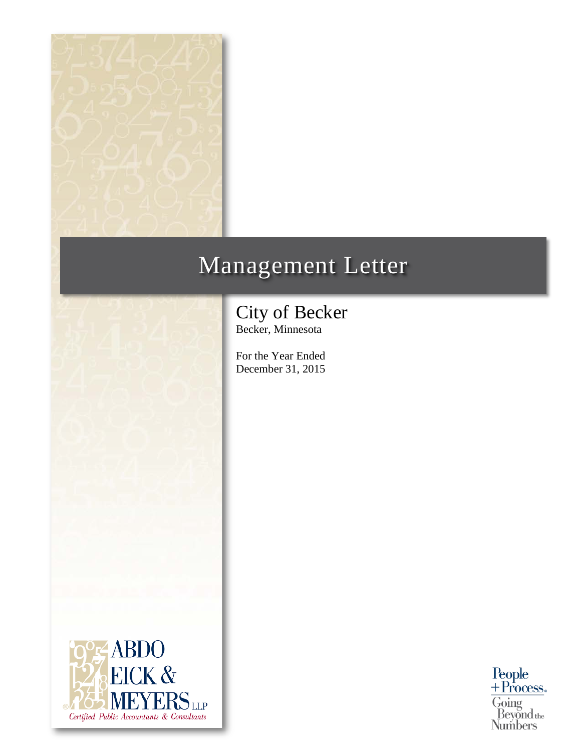# Management Letter

## City of Becker

Becker, Minnesota

For the Year Ended
December 31, 2015

ABDO EICK & MEYERS LLP
Certified Public Accountants & Consultants

People + Process.
Going Beyond the Numbers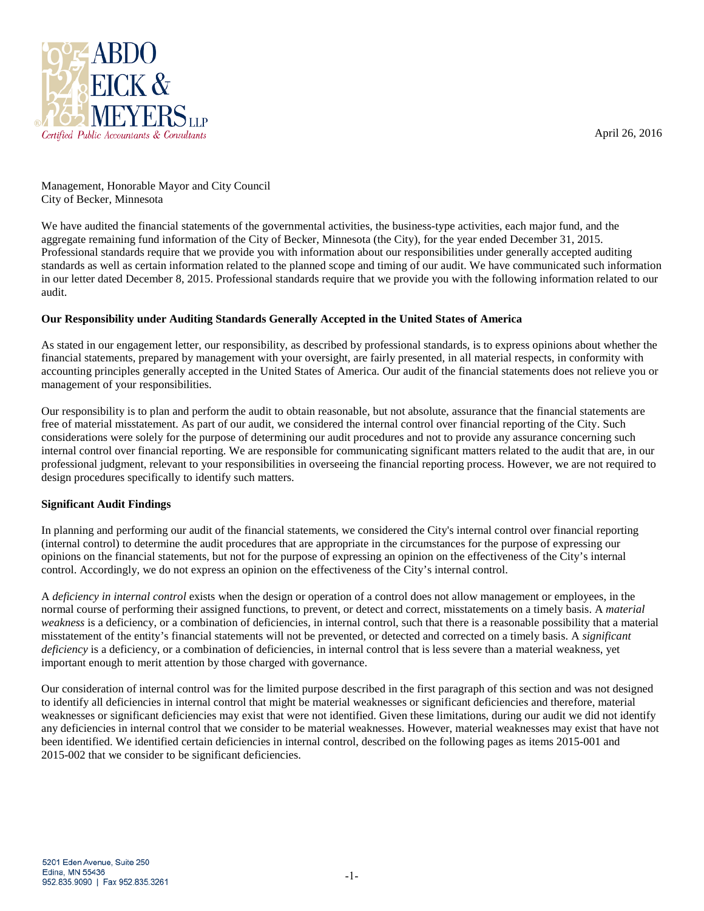ABDO EICK & MEYERS LLP
Certified Public Accountants & Consultants

April 26, 2016

Management, Honorable Mayor and City Council
City of Becker, Minnesota

We have audited the financial statements of the governmental activities, the business-type activities, each major fund, and the aggregate remaining fund information of the City of Becker, Minnesota (the City), for the year ended December 31, 2015. Professional standards require that we provide you with information about our responsibilities under generally accepted auditing standards as well as certain information related to the planned scope and timing of our audit. We have communicated such information in our letter dated December 8, 2015. Professional standards require that we provide you with the following information related to our audit.

**Our Responsibility under Auditing Standards Generally Accepted in the United States of America**

As stated in our engagement letter, our responsibility, as described by professional standards, is to express opinions about whether the financial statements, prepared by management with your oversight, are fairly presented, in all material respects, in conformity with accounting principles generally accepted in the United States of America. Our audit of the financial statements does not relieve you or management of your responsibilities.

Our responsibility is to plan and perform the audit to obtain reasonable, but not absolute, assurance that the financial statements are free of material misstatement. As part of our audit, we considered the internal control over financial reporting of the City. Such considerations were solely for the purpose of determining our audit procedures and not to provide any assurance concerning such internal control over financial reporting. We are responsible for communicating significant matters related to the audit that are, in our professional judgment, relevant to your responsibilities in overseeing the financial reporting process. However, we are not required to design procedures specifically to identify such matters.

**Significant Audit Findings**

In planning and performing our audit of the financial statements, we considered the City's internal control over financial reporting (internal control) to determine the audit procedures that are appropriate in the circumstances for the purpose of expressing our opinions on the financial statements, but not for the purpose of expressing an opinion on the effectiveness of the City's internal control. Accordingly, we do not express an opinion on the effectiveness of the City's internal control.

A *deficiency in internal control* exists when the design or operation of a control does not allow management or employees, in the normal course of performing their assigned functions, to prevent, or detect and correct, misstatements on a timely basis. A *material weakness* is a deficiency, or a combination of deficiencies, in internal control, such that there is a reasonable possibility that a material misstatement of the entity's financial statements will not be prevented, or detected and corrected on a timely basis. A *significant deficiency* is a deficiency, or a combination of deficiencies, in internal control that is less severe than a material weakness, yet important enough to merit attention by those charged with governance.

Our consideration of internal control was for the limited purpose described in the first paragraph of this section and was not designed to identify all deficiencies in internal control that might be material weaknesses or significant deficiencies and therefore, material weaknesses or significant deficiencies may exist that were not identified. Given these limitations, during our audit we did not identify any deficiencies in internal control that we consider to be material weaknesses. However, material weaknesses may exist that have not been identified. We identified certain deficiencies in internal control, described on the following pages as items 2015-001 and 2015-002 that we consider to be significant deficiencies.

5201 Eden Avenue, Suite 250
Edina, MN 55436
952.835.9090 | Fax 952.835.3261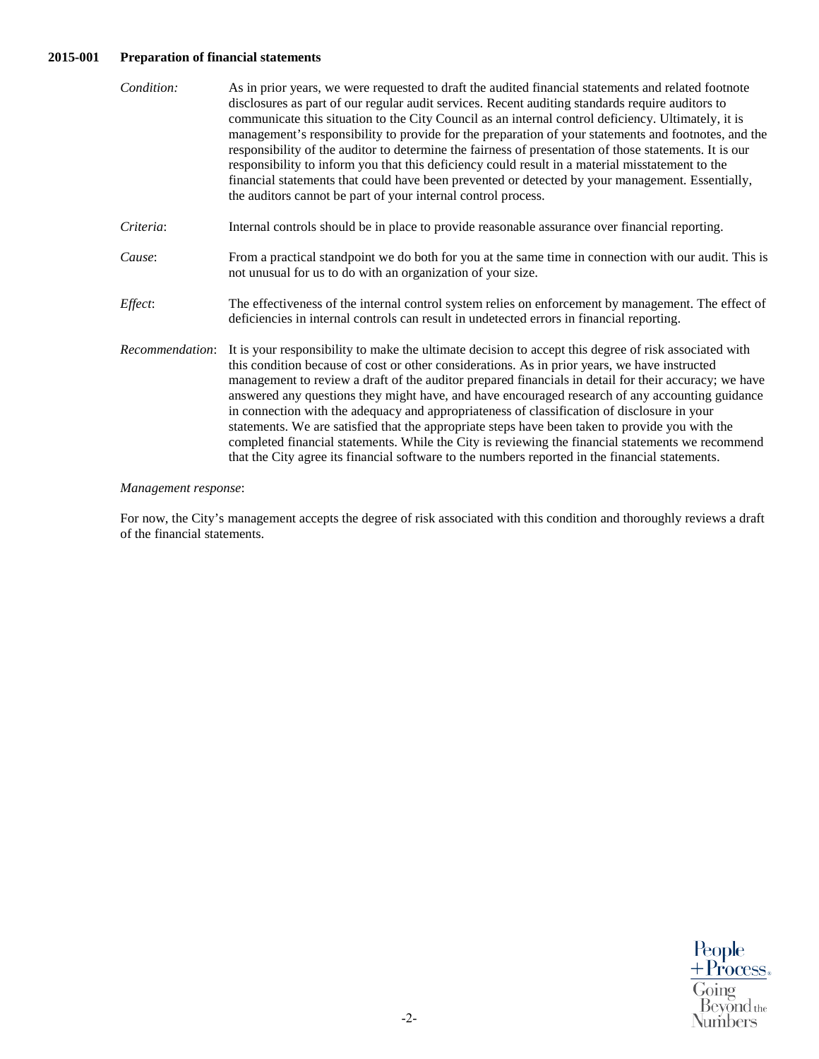**2015-001 Preparation of financial statements**

*Condition:* As in prior years, we were requested to draft the audited financial statements and related footnote disclosures as part of our regular audit services. Recent auditing standards require auditors to communicate this situation to the City Council as an internal control deficiency. Ultimately, it is management's responsibility to provide for the preparation of your statements and footnotes, and the responsibility of the auditor to determine the fairness of presentation of those statements. It is our responsibility to inform you that this deficiency could result in a material misstatement to the financial statements that could have been prevented or detected by your management. Essentially, the auditors cannot be part of your internal control process.

*Criteria*: Internal controls should be in place to provide reasonable assurance over financial reporting.

*Cause*: From a practical standpoint we do both for you at the same time in connection with our audit. This is not unusual for us to do with an organization of your size.

*Effect*: The effectiveness of the internal control system relies on enforcement by management. The effect of deficiencies in internal controls can result in undetected errors in financial reporting.

*Recommendation*: It is your responsibility to make the ultimate decision to accept this degree of risk associated with this condition because of cost or other considerations. As in prior years, we have instructed management to review a draft of the auditor prepared financials in detail for their accuracy; we have answered any questions they might have, and have encouraged research of any accounting guidance in connection with the adequacy and appropriateness of classification of disclosure in your statements. We are satisfied that the appropriate steps have been taken to provide you with the completed financial statements. While the City is reviewing the financial statements we recommend that the City agree its financial software to the numbers reported in the financial statements.

*Management response*:

For now, the City's management accepts the degree of risk associated with this condition and thoroughly reviews a draft of the financial statements.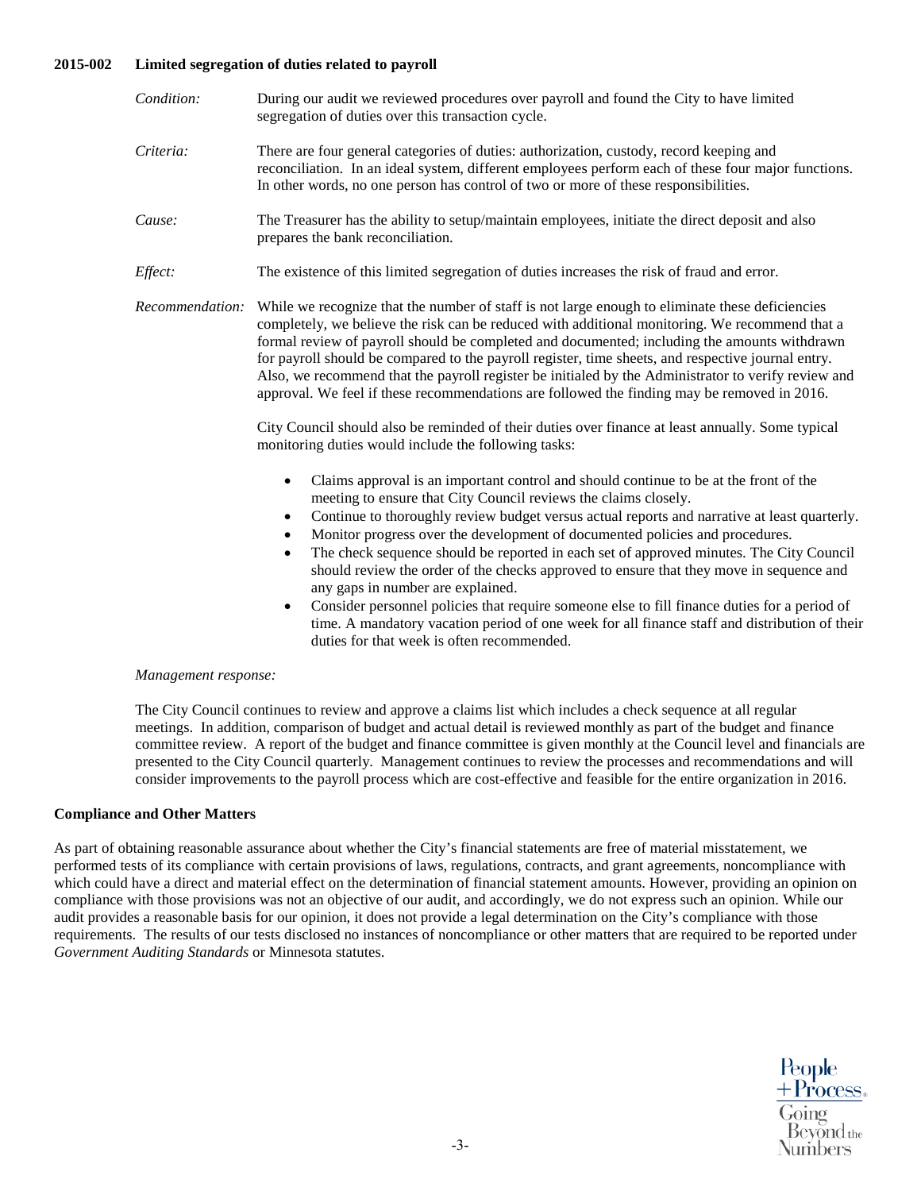**2015-002 Limited segregation of duties related to payroll**

*Condition:* During our audit we reviewed procedures over payroll and found the City to have limited segregation of duties over this transaction cycle.

*Criteria:* There are four general categories of duties: authorization, custody, record keeping and reconciliation. In an ideal system, different employees perform each of these four major functions. In other words, no one person has control of two or more of these responsibilities.

*Cause:* The Treasurer has the ability to setup/maintain employees, initiate the direct deposit and also prepares the bank reconciliation.

*Effect:* The existence of this limited segregation of duties increases the risk of fraud and error.

*Recommendation:* While we recognize that the number of staff is not large enough to eliminate these deficiencies completely, we believe the risk can be reduced with additional monitoring. We recommend that a formal review of payroll should be completed and documented; including the amounts withdrawn for payroll should be compared to the payroll register, time sheets, and respective journal entry. Also, we recommend that the payroll register be initialed by the Administrator to verify review and approval. We feel if these recommendations are followed the finding may be removed in 2016.

City Council should also be reminded of their duties over finance at least annually. Some typical monitoring duties would include the following tasks:

- Claims approval is an important control and should continue to be at the front of the meeting to ensure that City Council reviews the claims closely.
- Continue to thoroughly review budget versus actual reports and narrative at least quarterly.
- Monitor progress over the development of documented policies and procedures.
- The check sequence should be reported in each set of approved minutes. The City Council should review the order of the checks approved to ensure that they move in sequence and any gaps in number are explained.
- Consider personnel policies that require someone else to fill finance duties for a period of time. A mandatory vacation period of one week for all finance staff and distribution of their duties for that week is often recommended.

*Management response:*

The City Council continues to review and approve a claims list which includes a check sequence at all regular meetings. In addition, comparison of budget and actual detail is reviewed monthly as part of the budget and finance committee review. A report of the budget and finance committee is given monthly at the Council level and financials are presented to the City Council quarterly. Management continues to review the processes and recommendations and will consider improvements to the payroll process which are cost-effective and feasible for the entire organization in 2016.

**Compliance and Other Matters**

As part of obtaining reasonable assurance about whether the City's financial statements are free of material misstatement, we performed tests of its compliance with certain provisions of laws, regulations, contracts, and grant agreements, noncompliance with which could have a direct and material effect on the determination of financial statement amounts. However, providing an opinion on compliance with those provisions was not an objective of our audit, and accordingly, we do not express such an opinion. While our audit provides a reasonable basis for our opinion, it does not provide a legal determination on the City's compliance with those requirements. The results of our tests disclosed no instances of noncompliance or other matters that are required to be reported under *Government Auditing Standards* or Minnesota statutes.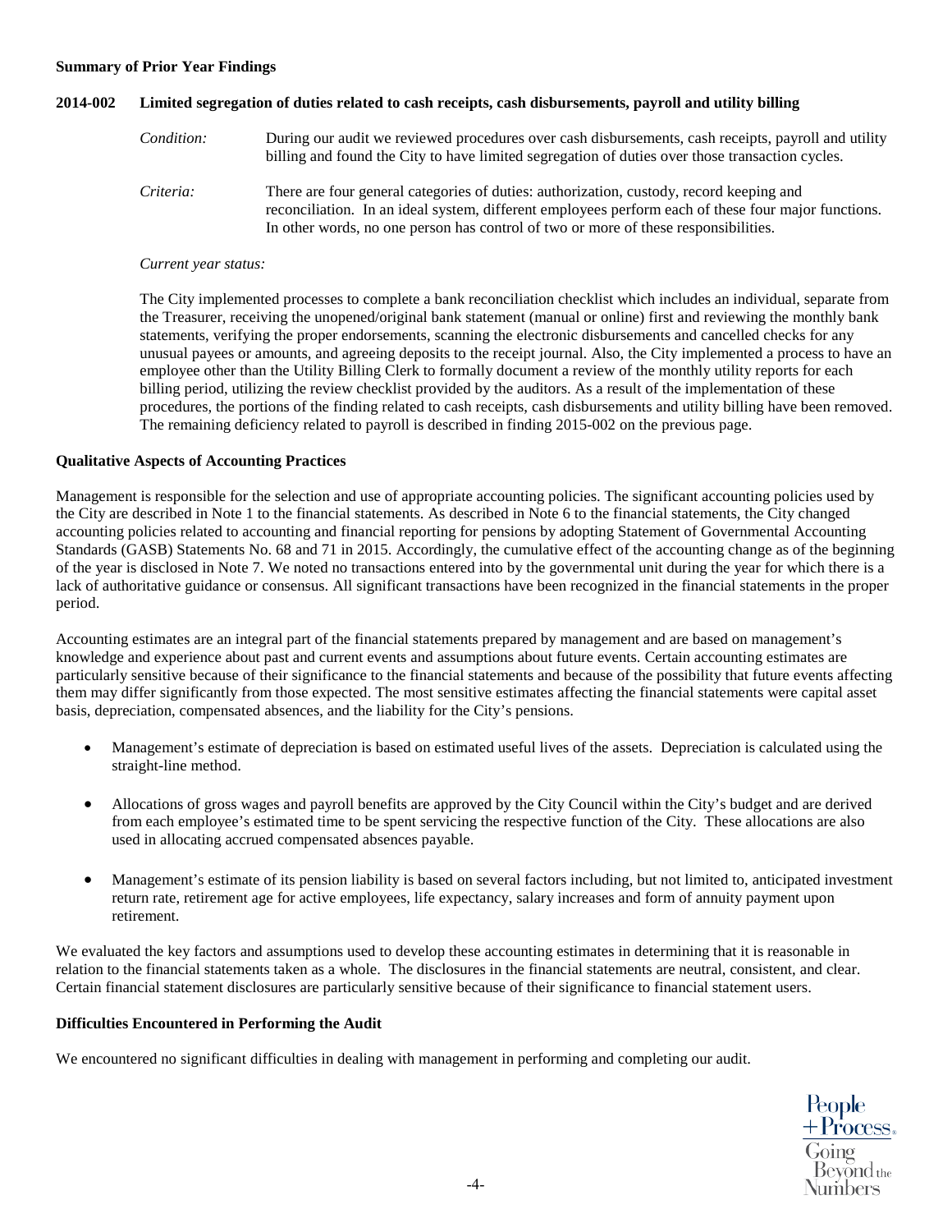**Summary of Prior Year Findings**

**2014-002 Limited segregation of duties related to cash receipts, cash disbursements, payroll and utility billing**

*Condition:* During our audit we reviewed procedures over cash disbursements, cash receipts, payroll and utility billing and found the City to have limited segregation of duties over those transaction cycles.

*Criteria:* There are four general categories of duties: authorization, custody, record keeping and reconciliation. In an ideal system, different employees perform each of these four major functions. In other words, no one person has control of two or more of these responsibilities.

*Current year status:*

The City implemented processes to complete a bank reconciliation checklist which includes an individual, separate from the Treasurer, receiving the unopened/original bank statement (manual or online) first and reviewing the monthly bank statements, verifying the proper endorsements, scanning the electronic disbursements and cancelled checks for any unusual payees or amounts, and agreeing deposits to the receipt journal. Also, the City implemented a process to have an employee other than the Utility Billing Clerk to formally document a review of the monthly utility reports for each billing period, utilizing the review checklist provided by the auditors. As a result of the implementation of these procedures, the portions of the finding related to cash receipts, cash disbursements and utility billing have been removed. The remaining deficiency related to payroll is described in finding 2015-002 on the previous page.

**Qualitative Aspects of Accounting Practices**

Management is responsible for the selection and use of appropriate accounting policies. The significant accounting policies used by the City are described in Note 1 to the financial statements. As described in Note 6 to the financial statements, the City changed accounting policies related to accounting and financial reporting for pensions by adopting Statement of Governmental Accounting Standards (GASB) Statements No. 68 and 71 in 2015. Accordingly, the cumulative effect of the accounting change as of the beginning of the year is disclosed in Note 7. We noted no transactions entered into by the governmental unit during the year for which there is a lack of authoritative guidance or consensus. All significant transactions have been recognized in the financial statements in the proper period.

Accounting estimates are an integral part of the financial statements prepared by management and are based on management's knowledge and experience about past and current events and assumptions about future events. Certain accounting estimates are particularly sensitive because of their significance to the financial statements and because of the possibility that future events affecting them may differ significantly from those expected. The most sensitive estimates affecting the financial statements were capital asset basis, depreciation, compensated absences, and the liability for the City's pensions.

- Management's estimate of depreciation is based on estimated useful lives of the assets. Depreciation is calculated using the straight-line method.
- Allocations of gross wages and payroll benefits are approved by the City Council within the City's budget and are derived from each employee's estimated time to be spent servicing the respective function of the City. These allocations are also used in allocating accrued compensated absences payable.
- Management's estimate of its pension liability is based on several factors including, but not limited to, anticipated investment return rate, retirement age for active employees, life expectancy, salary increases and form of annuity payment upon retirement.

We evaluated the key factors and assumptions used to develop these accounting estimates in determining that it is reasonable in relation to the financial statements taken as a whole. The disclosures in the financial statements are neutral, consistent, and clear. Certain financial statement disclosures are particularly sensitive because of their significance to financial statement users.

**Difficulties Encountered in Performing the Audit**

We encountered no significant difficulties in dealing with management in performing and completing our audit.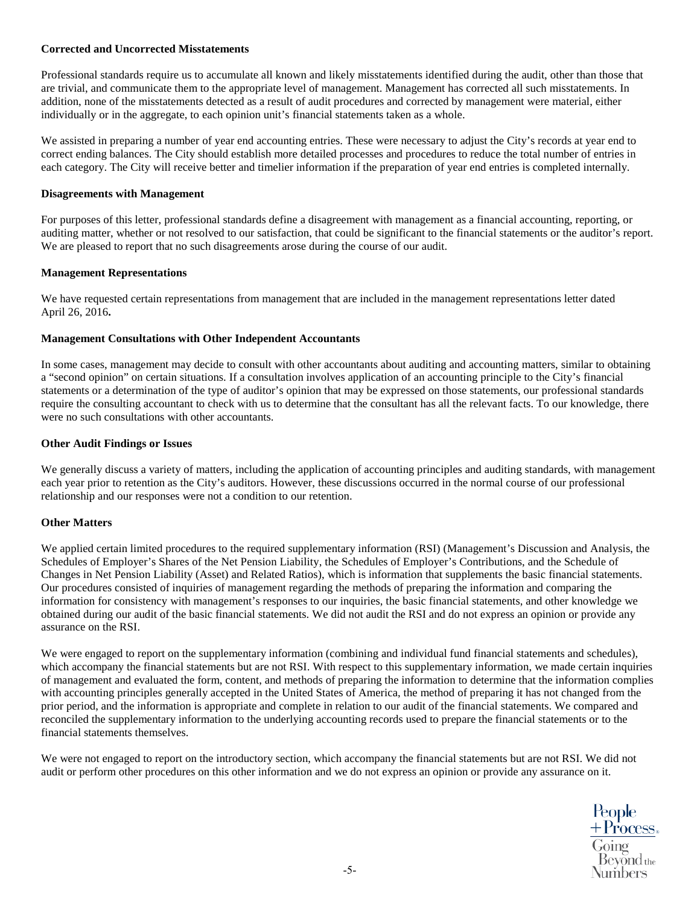**Corrected and Uncorrected Misstatements**

Professional standards require us to accumulate all known and likely misstatements identified during the audit, other than those that are trivial, and communicate them to the appropriate level of management. Management has corrected all such misstatements. In addition, none of the misstatements detected as a result of audit procedures and corrected by management were material, either individually or in the aggregate, to each opinion unit's financial statements taken as a whole.

We assisted in preparing a number of year end accounting entries. These were necessary to adjust the City's records at year end to correct ending balances. The City should establish more detailed processes and procedures to reduce the total number of entries in each category. The City will receive better and timelier information if the preparation of year end entries is completed internally.

**Disagreements with Management**

For purposes of this letter, professional standards define a disagreement with management as a financial accounting, reporting, or auditing matter, whether or not resolved to our satisfaction, that could be significant to the financial statements or the auditor's report. We are pleased to report that no such disagreements arose during the course of our audit.

**Management Representations**

We have requested certain representations from management that are included in the management representations letter dated April 26, 2016**.**

**Management Consultations with Other Independent Accountants**

In some cases, management may decide to consult with other accountants about auditing and accounting matters, similar to obtaining a "second opinion" on certain situations. If a consultation involves application of an accounting principle to the City's financial statements or a determination of the type of auditor's opinion that may be expressed on those statements, our professional standards require the consulting accountant to check with us to determine that the consultant has all the relevant facts. To our knowledge, there were no such consultations with other accountants.

**Other Audit Findings or Issues**

We generally discuss a variety of matters, including the application of accounting principles and auditing standards, with management each year prior to retention as the City's auditors. However, these discussions occurred in the normal course of our professional relationship and our responses were not a condition to our retention.

**Other Matters**

We applied certain limited procedures to the required supplementary information (RSI) (Management's Discussion and Analysis, the Schedules of Employer's Shares of the Net Pension Liability, the Schedules of Employer's Contributions, and the Schedule of Changes in Net Pension Liability (Asset) and Related Ratios), which is information that supplements the basic financial statements. Our procedures consisted of inquiries of management regarding the methods of preparing the information and comparing the information for consistency with management's responses to our inquiries, the basic financial statements, and other knowledge we obtained during our audit of the basic financial statements. We did not audit the RSI and do not express an opinion or provide any assurance on the RSI.

We were engaged to report on the supplementary information (combining and individual fund financial statements and schedules), which accompany the financial statements but are not RSI. With respect to this supplementary information, we made certain inquiries of management and evaluated the form, content, and methods of preparing the information to determine that the information complies with accounting principles generally accepted in the United States of America, the method of preparing it has not changed from the prior period, and the information is appropriate and complete in relation to our audit of the financial statements. We compared and reconciled the supplementary information to the underlying accounting records used to prepare the financial statements or to the financial statements themselves.

We were not engaged to report on the introductory section, which accompany the financial statements but are not RSI. We did not audit or perform other procedures on this other information and we do not express an opinion or provide any assurance on it.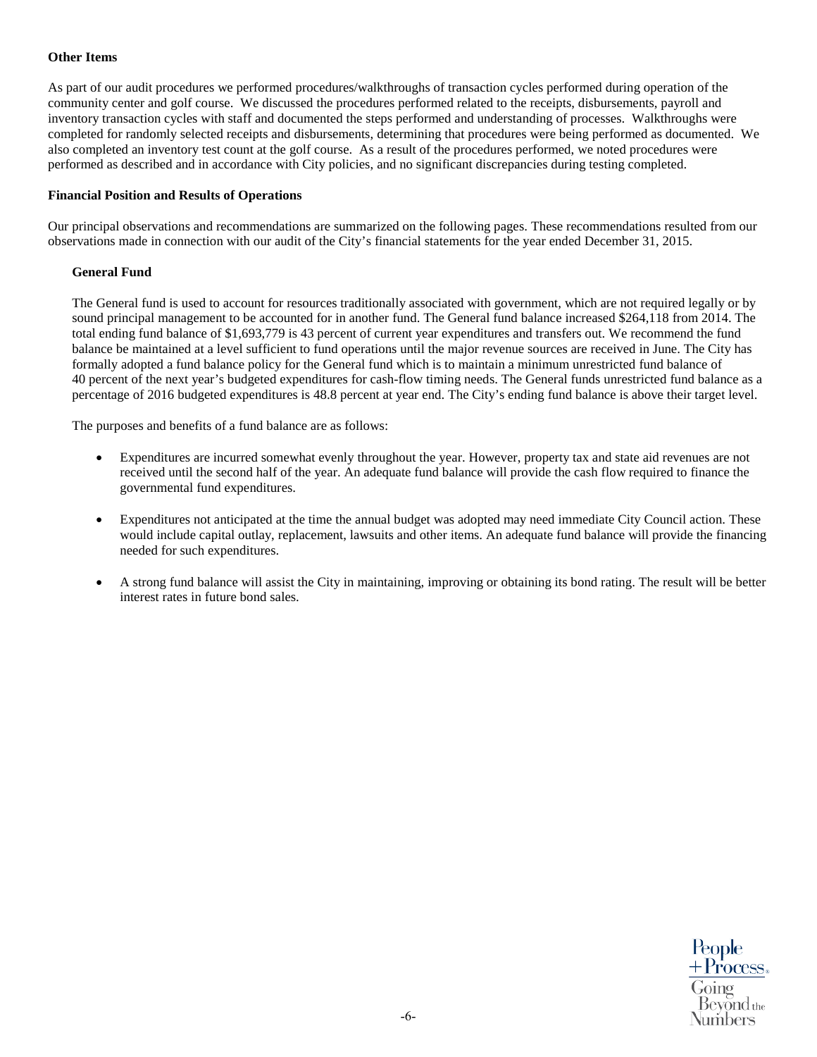**Other Items**

As part of our audit procedures we performed procedures/walkthroughs of transaction cycles performed during operation of the community center and golf course. We discussed the procedures performed related to the receipts, disbursements, payroll and inventory transaction cycles with staff and documented the steps performed and understanding of processes. Walkthroughs were completed for randomly selected receipts and disbursements, determining that procedures were being performed as documented. We also completed an inventory test count at the golf course. As a result of the procedures performed, we noted procedures were performed as described and in accordance with City policies, and no significant discrepancies during testing completed.

**Financial Position and Results of Operations**

Our principal observations and recommendations are summarized on the following pages. These recommendations resulted from our observations made in connection with our audit of the City's financial statements for the year ended December 31, 2015.

**General Fund**

The General fund is used to account for resources traditionally associated with government, which are not required legally or by sound principal management to be accounted for in another fund. The General fund balance increased $264,118 from 2014. The total ending fund balance of $1,693,779 is 43 percent of current year expenditures and transfers out. We recommend the fund balance be maintained at a level sufficient to fund operations until the major revenue sources are received in June. The City has formally adopted a fund balance policy for the General fund which is to maintain a minimum unrestricted fund balance of 40 percent of the next year's budgeted expenditures for cash-flow timing needs. The General funds unrestricted fund balance as a percentage of 2016 budgeted expenditures is 48.8 percent at year end. The City's ending fund balance is above their target level.

The purposes and benefits of a fund balance are as follows:

- Expenditures are incurred somewhat evenly throughout the year. However, property tax and state aid revenues are not received until the second half of the year. An adequate fund balance will provide the cash flow required to finance the governmental fund expenditures.

- Expenditures not anticipated at the time the annual budget was adopted may need immediate City Council action. These would include capital outlay, replacement, lawsuits and other items. An adequate fund balance will provide the financing needed for such expenditures.

- A strong fund balance will assist the City in maintaining, improving or obtaining its bond rating. The result will be better interest rates in future bond sales.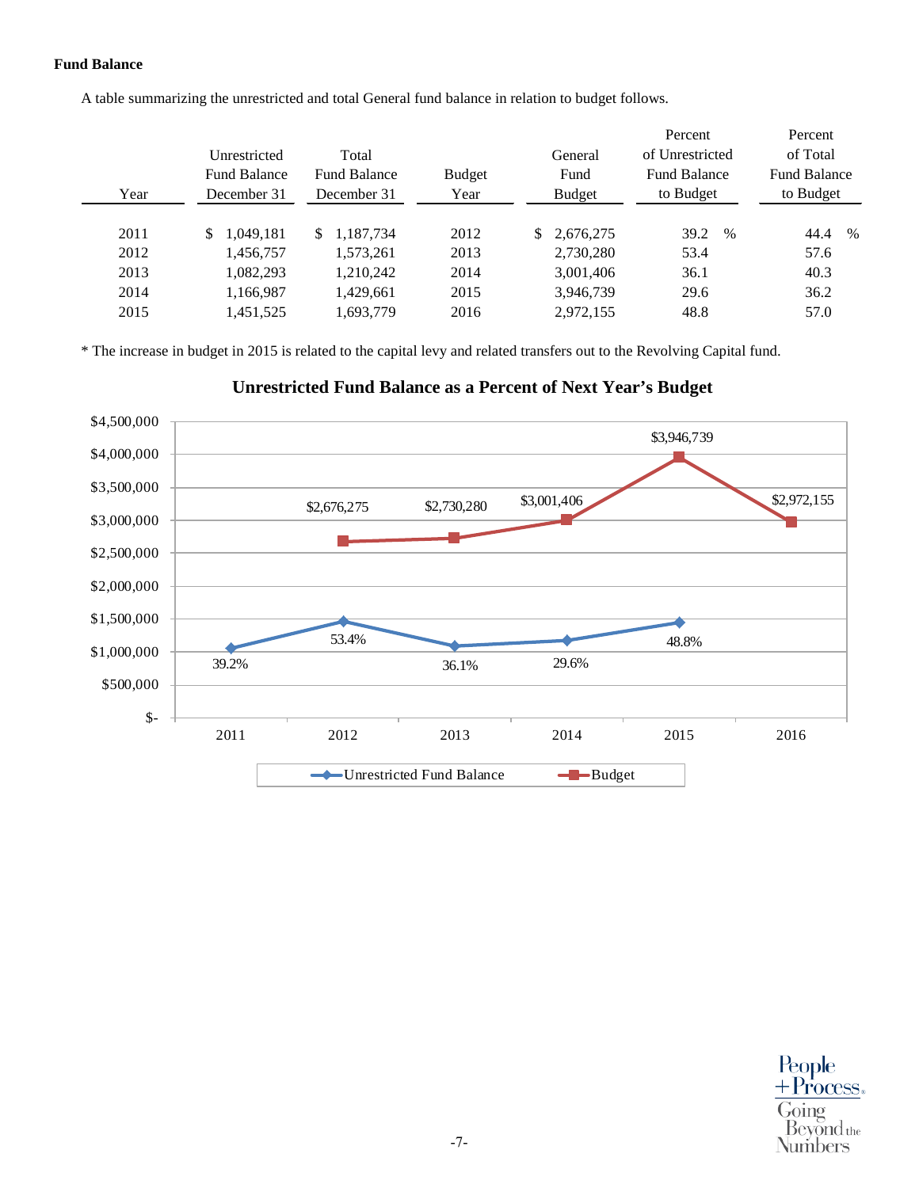**Fund Balance**

A table summarizing the unrestricted and total General fund balance in relation to budget follows.

| Year | Unrestricted Fund Balance December 31 | Total Fund Balance December 31 | Budget Year | General Fund Budget | Percent of Unrestricted Fund Balance to Budget | Percent of Total Fund Balance to Budget |
|---|---|---|---|---|---|---|
| 2011 | $ 1,049,181 | $ 1,187,734 | 2012 | $ 2,676,275 | 39.2 % | 44.4 % |
| 2012 | 1,456,757 | 1,573,261 | 2013 | 2,730,280 | 53.4 | 57.6 |
| 2013 | 1,082,293 | 1,210,242 | 2014 | 3,001,406 | 36.1 | 40.3 |
| 2014 | 1,166,987 | 1,429,661 | 2015 | 3,946,739 | 29.6 | 36.2 |
| 2015 | 1,451,525 | 1,693,779 | 2016 | 2,972,155 | 48.8 | 57.0 |

* The increase in budget in 2015 is related to the capital levy and related transfers out to the Revolving Capital fund.

**Unrestricted Fund Balance as a Percent of Next Year's Budget**

| Year | Unrestricted Fund Balance | Budget |
|---|---|---|
| 2011 | 39.2% | |
| 2012 | 53.4% | $2,676,275 |
| 2013 | 36.1% | $2,730,280 |
| 2014 | 29.6% | $3,001,406 |
| 2015 | 48.8% | $3,946,739 |
| 2016 | | $2,972,155 |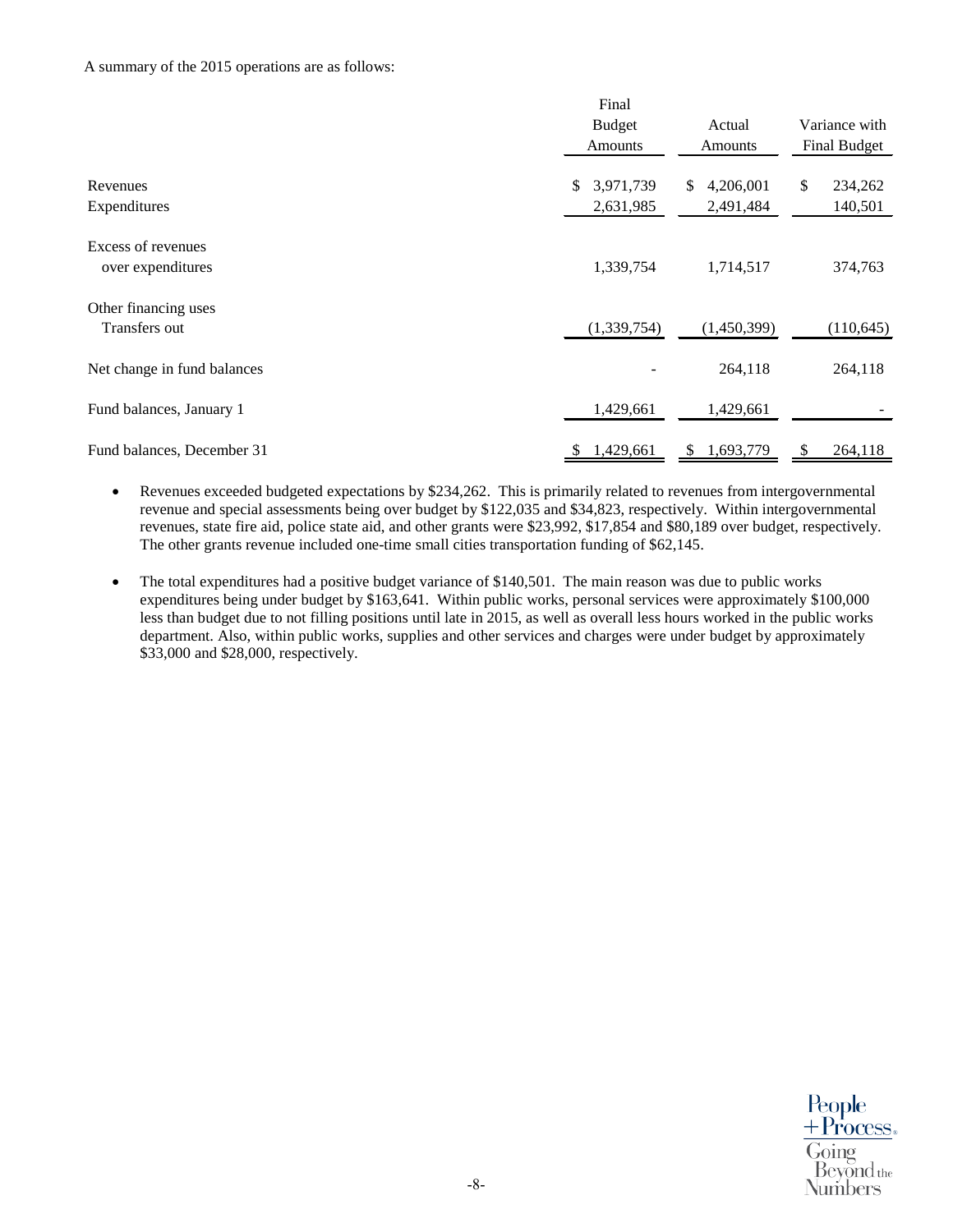A summary of the 2015 operations are as follows:

| | Final Budget Amounts | Actual Amounts | Variance with Final Budget |
|---|---|---|---|
| Revenues | $ 3,971,739 | $ 4,206,001 | $ 234,262 |
| Expenditures | 2,631,985 | 2,491,484 | 140,501 |
| Excess of revenues over expenditures | 1,339,754 | 1,714,517 | 374,763 |
| Other financing uses | | | |
| Transfers out | (1,339,754) | (1,450,399) | (110,645) |
| Net change in fund balances | - | 264,118 | 264,118 |
| Fund balances, January 1 | 1,429,661 | 1,429,661 | - |
| Fund balances, December 31 | $ 1,429,661 | $ 1,693,779 | $ 264,118 |

- Revenues exceeded budgeted expectations by $234,262. This is primarily related to revenues from intergovernmental revenue and special assessments being over budget by $122,035 and $34,823, respectively. Within intergovernmental revenues, state fire aid, police state aid, and other grants were $23,992, $17,854 and $80,189 over budget, respectively. The other grants revenue included one-time small cities transportation funding of $62,145.
- The total expenditures had a positive budget variance of $140,501. The main reason was due to public works expenditures being under budget by $163,641. Within public works, personal services were approximately $100,000 less than budget due to not filling positions until late in 2015, as well as overall less hours worked in the public works department. Also, within public works, supplies and other services and charges were under budget by approximately $33,000 and $28,000, respectively.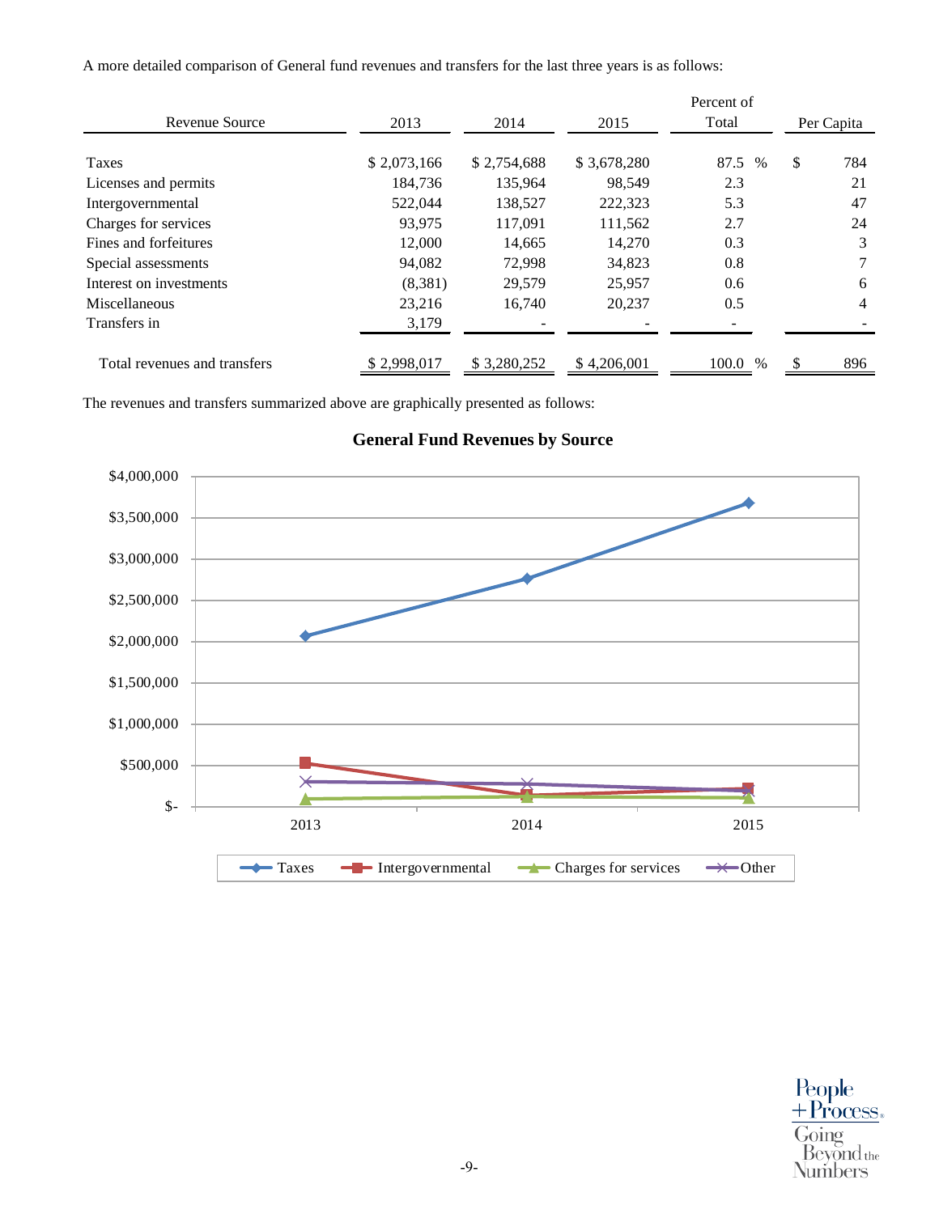A more detailed comparison of General fund revenues and transfers for the last three years is as follows:

| Revenue Source | 2013 | 2014 | 2015 | Percent of Total | Per Capita |
|---|---|---|---|---|---|
| Taxes | $ 2,073,166 | $ 2,754,688 | $ 3,678,280 | 87.5 % | $ 784 |
| Licenses and permits | 184,736 | 135,964 | 98,549 | 2.3 | 21 |
| Intergovernmental | 522,044 | 138,527 | 222,323 | 5.3 | 47 |
| Charges for services | 93,975 | 117,091 | 111,562 | 2.7 | 24 |
| Fines and forfeitures | 12,000 | 14,665 | 14,270 | 0.3 | 3 |
| Special assessments | 94,082 | 72,998 | 34,823 | 0.8 | 7 |
| Interest on investments | (8,381) | 29,579 | 25,957 | 0.6 | 6 |
| Miscellaneous | 23,216 | 16,740 | 20,237 | 0.5 | 4 |
| Transfers in | 3,179 | - | - | - | - |
| Total revenues and transfers | $ 2,998,017 | $ 3,280,252 | $ 4,206,001 | 100.0 % | $ 896 |

The revenues and transfers summarized above are graphically presented as follows:

**General Fund Revenues by Source**

| | 2013 | 2014 | 2015 |
|---|---|---|---|
| Taxes | 2,073,166 | 2,754,688 | 3,678,280 |
| Intergovernmental | 522,044 | 138,527 | 222,323 |
| Charges for services | 93,975 | 117,091 | 111,562 |
| Other | | | |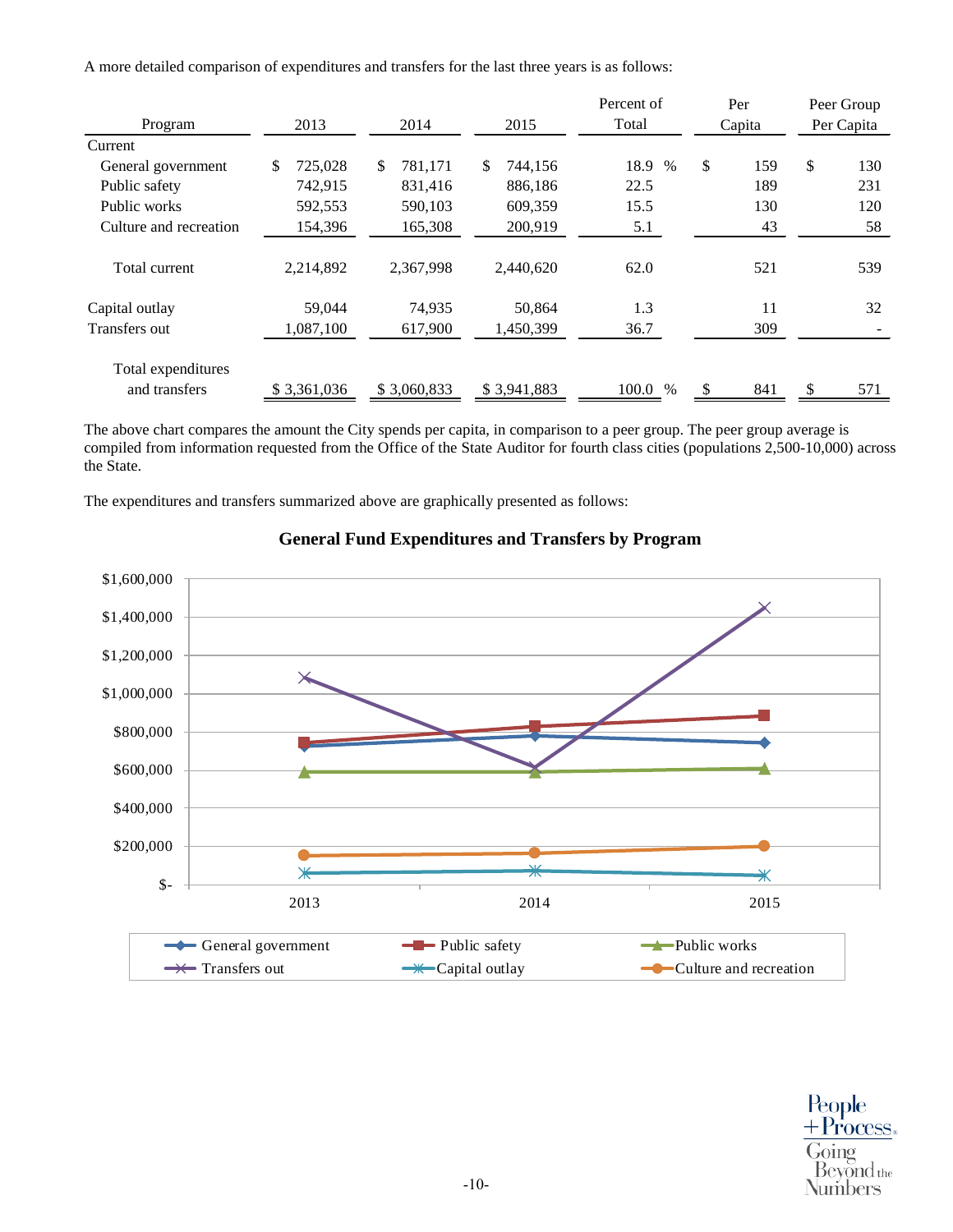A more detailed comparison of expenditures and transfers for the last three years is as follows:

| Program | 2013 | 2014 | 2015 | Percent of Total | Per Capita | Peer Group Per Capita |
|---|---|---|---|---|---|---|
| Current | | | | | | |
| General government | $ 725,028 | $ 781,171 | $ 744,156 | 18.9 % | $ 159 | $ 130 |
| Public safety | 742,915 | 831,416 | 886,186 | 22.5 | 189 | 231 |
| Public works | 592,553 | 590,103 | 609,359 | 15.5 | 130 | 120 |
| Culture and recreation | 154,396 | 165,308 | 200,919 | 5.1 | 43 | 58 |
| Total current | 2,214,892 | 2,367,998 | 2,440,620 | 62.0 | 521 | 539 |
| Capital outlay | 59,044 | 74,935 | 50,864 | 1.3 | 11 | 32 |
| Transfers out | 1,087,100 | 617,900 | 1,450,399 | 36.7 | 309 | - |
| Total expenditures and transfers | $ 3,361,036 | $ 3,060,833 | $ 3,941,883 | 100.0 % | $ 841 | $ 571 |

The above chart compares the amount the City spends per capita, in comparison to a peer group. The peer group average is compiled from information requested from the Office of the State Auditor for fourth class cities (populations 2,500-10,000) across the State.

The expenditures and transfers summarized above are graphically presented as follows:

**General Fund Expenditures and Transfers by Program**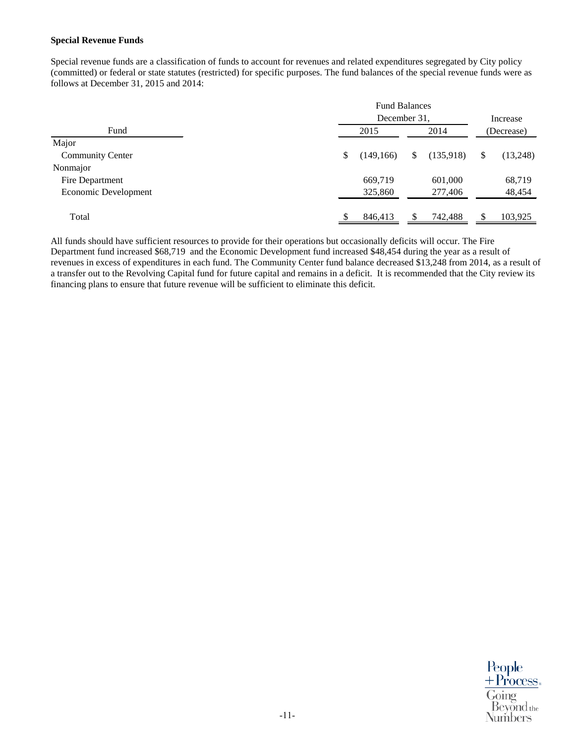**Special Revenue Funds**

Special revenue funds are a classification of funds to account for revenues and related expenditures segregated by City policy (committed) or federal or state statutes (restricted) for specific purposes. The fund balances of the special revenue funds were as follows at December 31, 2015 and 2014:

| Fund | Fund Balances December 31, 2015 | Fund Balances December 31, 2014 | Increase (Decrease) |
|---|---|---|---|
| Major | | | |
| Community Center | $ (149,166) | $ (135,918) | $ (13,248) |
| Nonmajor | | | |
| Fire Department | 669,719 | 601,000 | 68,719 |
| Economic Development | 325,860 | 277,406 | 48,454 |
| Total | $ 846,413 | $ 742,488 | $ 103,925 |

All funds should have sufficient resources to provide for their operations but occasionally deficits will occur. The Fire Department fund increased $68,719 and the Economic Development fund increased $48,454 during the year as a result of revenues in excess of expenditures in each fund. The Community Center fund balance decreased $13,248 from 2014, as a result of a transfer out to the Revolving Capital fund for future capital and remains in a deficit. It is recommended that the City review its financing plans to ensure that future revenue will be sufficient to eliminate this deficit.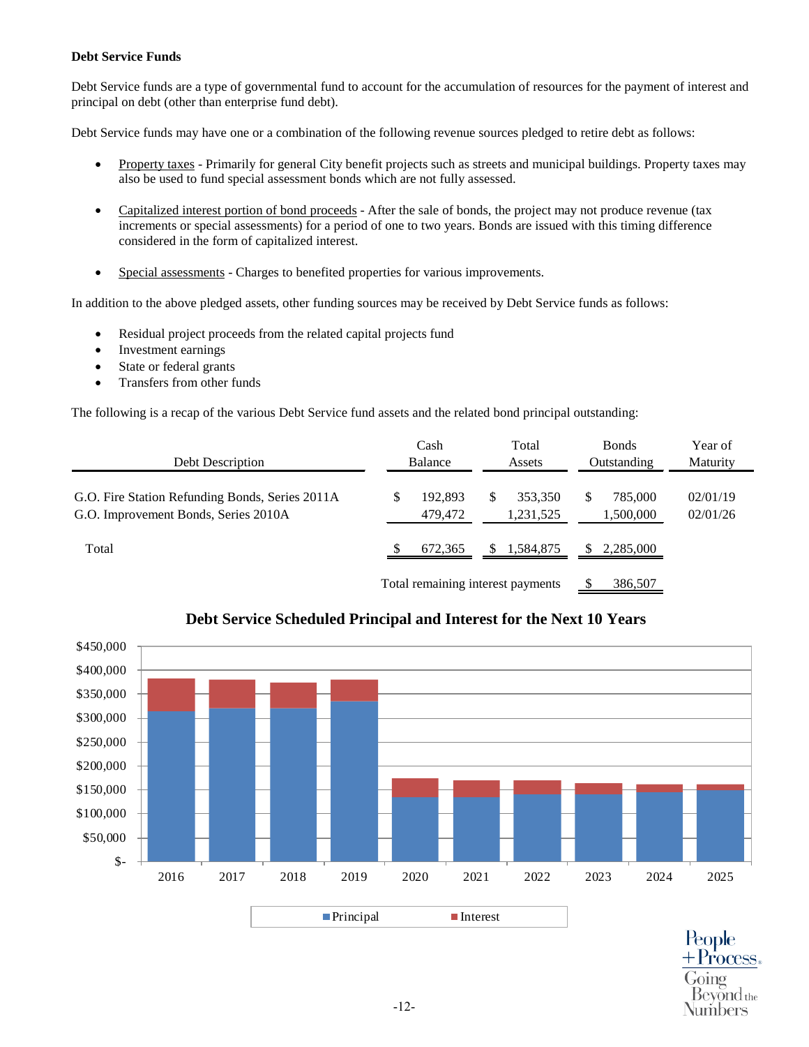**Debt Service Funds**

Debt Service funds are a type of governmental fund to account for the accumulation of resources for the payment of interest and principal on debt (other than enterprise fund debt).

Debt Service funds may have one or a combination of the following revenue sources pledged to retire debt as follows:

- Property taxes - Primarily for general City benefit projects such as streets and municipal buildings. Property taxes may also be used to fund special assessment bonds which are not fully assessed.

- Capitalized interest portion of bond proceeds - After the sale of bonds, the project may not produce revenue (tax increments or special assessments) for a period of one to two years. Bonds are issued with this timing difference considered in the form of capitalized interest.

- Special assessments - Charges to benefited properties for various improvements.

In addition to the above pledged assets, other funding sources may be received by Debt Service funds as follows:

- Residual project proceeds from the related capital projects fund
- Investment earnings
- State or federal grants
- Transfers from other funds

The following is a recap of the various Debt Service fund assets and the related bond principal outstanding:

| Debt Description | Cash Balance | Total Assets | Bonds Outstanding | Year of Maturity |
|---|---|---|---|---|
| G.O. Fire Station Refunding Bonds, Series 2011A | $ 192,893 | $ 353,350 | $ 785,000 | 02/01/19 |
| G.O. Improvement Bonds, Series 2010A | 479,472 | 1,231,525 | 1,500,000 | 02/01/26 |
| Total | $ 672,365 | $ 1,584,875 | $ 2,285,000 | |
| | | Total remaining interest payments | $ 386,507 | |

**Debt Service Scheduled Principal and Interest for the Next 10 Years**

[Stacked bar chart: Principal and Interest by year, 2016–2025, y-axis $- to $450,000]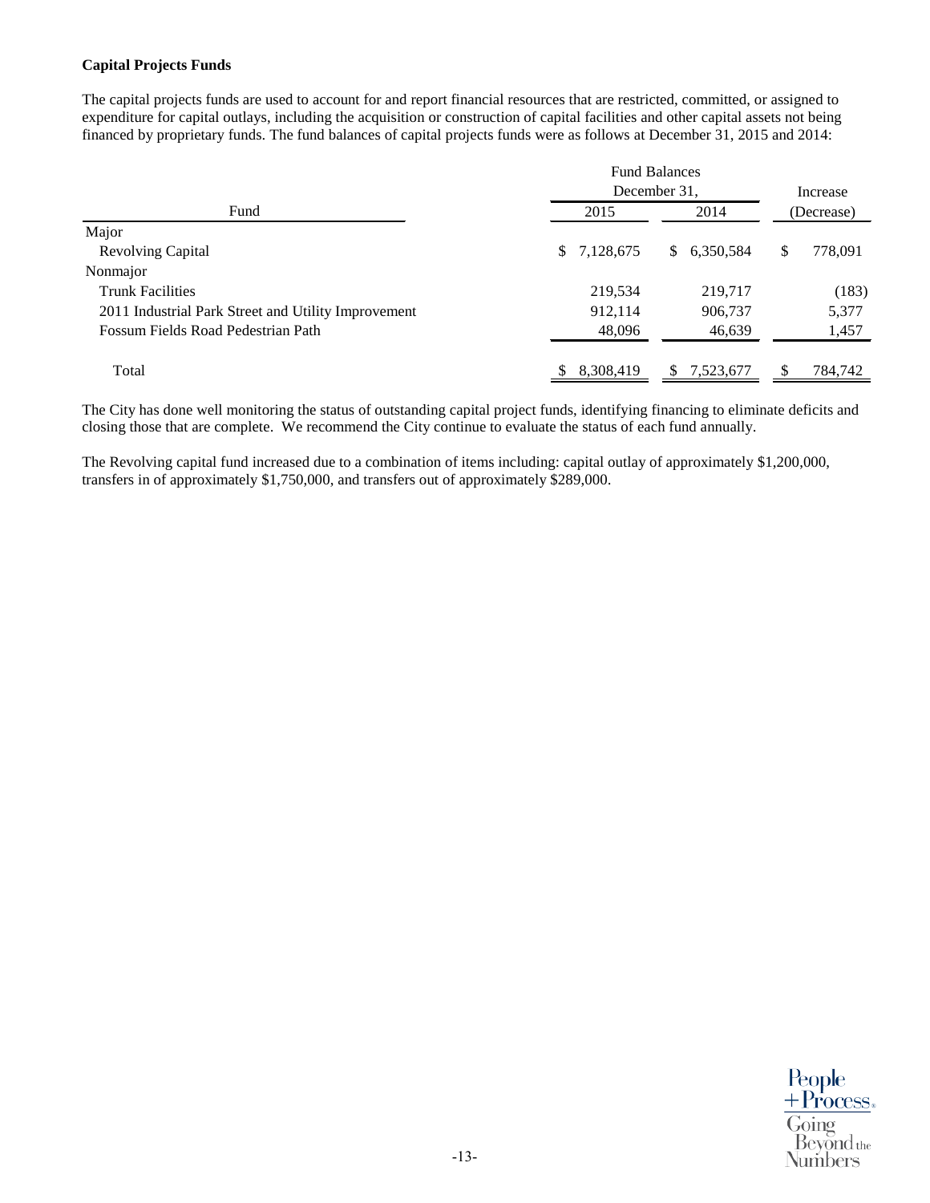**Capital Projects Funds**

The capital projects funds are used to account for and report financial resources that are restricted, committed, or assigned to expenditure for capital outlays, including the acquisition or construction of capital facilities and other capital assets not being financed by proprietary funds. The fund balances of capital projects funds were as follows at December 31, 2015 and 2014:

| Fund | Fund Balances December 31, 2015 | Fund Balances December 31, 2014 | Increase (Decrease) |
|---|---|---|---|
| Major | | | |
| Revolving Capital | $ 7,128,675 | $ 6,350,584 | $ 778,091 |
| Nonmajor | | | |
| Trunk Facilities | 219,534 | 219,717 | (183) |
| 2011 Industrial Park Street and Utility Improvement | 912,114 | 906,737 | 5,377 |
| Fossum Fields Road Pedestrian Path | 48,096 | 46,639 | 1,457 |
| Total | $ 8,308,419 | $ 7,523,677 | $ 784,742 |

The City has done well monitoring the status of outstanding capital project funds, identifying financing to eliminate deficits and closing those that are complete. We recommend the City continue to evaluate the status of each fund annually.

The Revolving capital fund increased due to a combination of items including: capital outlay of approximately $1,200,000, transfers in of approximately $1,750,000, and transfers out of approximately $289,000.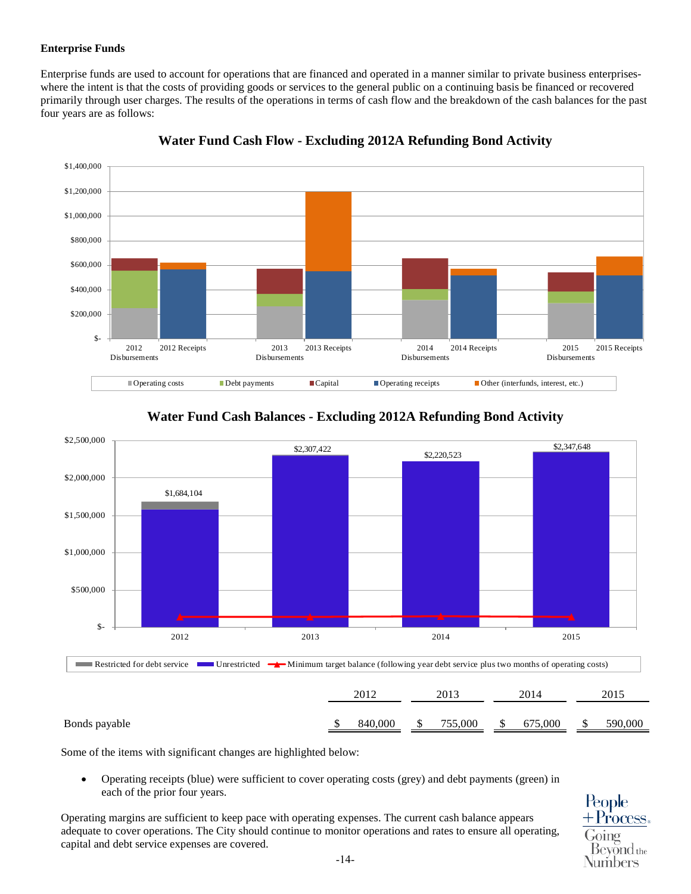**Enterprise Funds**

Enterprise funds are used to account for operations that are financed and operated in a manner similar to private business enterprises- where the intent is that the costs of providing goods or services to the general public on a continuing basis be financed or recovered primarily through user charges. The results of the operations in terms of cash flow and the breakdown of the cash balances for the past four years are as follows:

**Water Fund Cash Flow - Excluding 2012A Refunding Bond Activity**

**Water Fund Cash Balances - Excluding 2012A Refunding Bond Activity**

| | 2012 | 2013 | 2014 | 2015 |
|---|---|---|---|---|
| Bonds payable | $ 840,000 | $ 755,000 | $ 675,000 | $ 590,000 |

Some of the items with significant changes are highlighted below:

- Operating receipts (blue) were sufficient to cover operating costs (grey) and debt payments (green) in each of the prior four years.

Operating margins are sufficient to keep pace with operating expenses. The current cash balance appears adequate to cover operations. The City should continue to monitor operations and rates to ensure all operating, capital and debt service expenses are covered.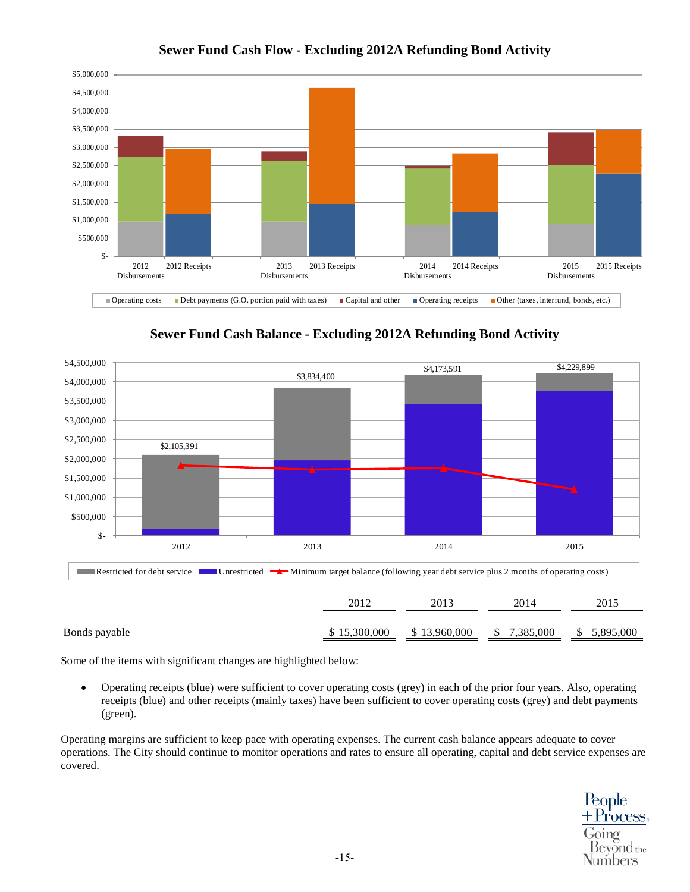## Sewer Fund Cash Flow - Excluding 2012A Refunding Bond Activity

## Sewer Fund Cash Balance - Excluding 2012A Refunding Bond Activity

|  | 2012 | 2013 | 2014 | 2015 |
|---|---|---|---|---|
| Bonds payable | $ 15,300,000 | $ 13,960,000 | $ 7,385,000 | $ 5,895,000 |

Some of the items with significant changes are highlighted below:

- Operating receipts (blue) were sufficient to cover operating costs (grey) in each of the prior four years. Also, operating receipts (blue) and other receipts (mainly taxes) have been sufficient to cover operating costs (grey) and debt payments (green).

Operating margins are sufficient to keep pace with operating expenses. The current cash balance appears adequate to cover operations. The City should continue to monitor operations and rates to ensure all operating, capital and debt service expenses are covered.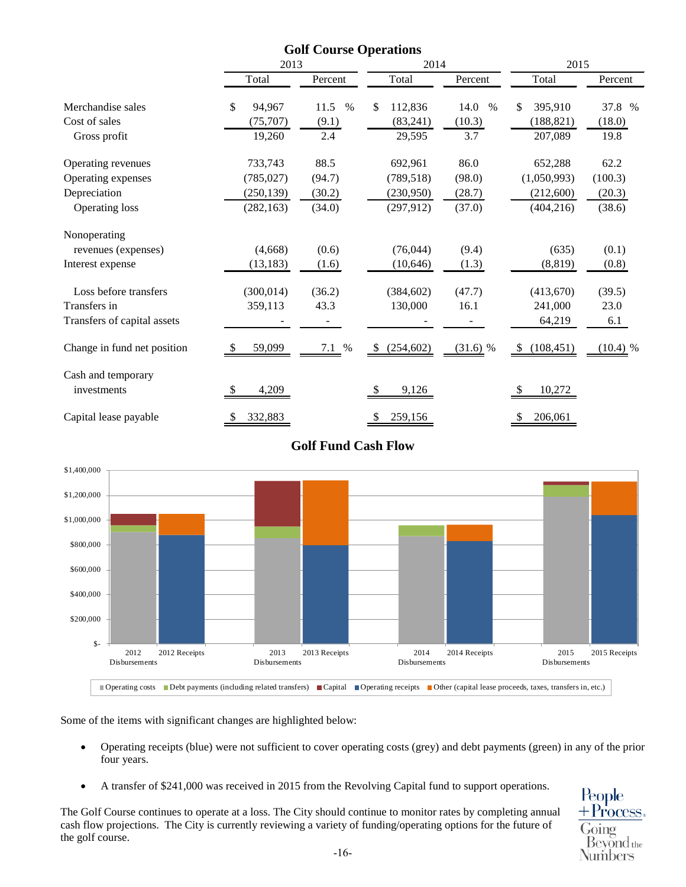## Golf Course Operations

| | 2013 | | 2014 | | 2015 | |
|---|---|---|---|---|---|---|
| | Total | Percent | Total | Percent | Total | Percent |
| Merchandise sales | $ 94,967 | 11.5 % | $ 112,836 | 14.0 % | $ 395,910 | 37.8 % |
| Cost of sales | (75,707) | (9.1) | (83,241) | (10.3) | (188,821) | (18.0) |
| Gross profit | 19,260 | 2.4 | 29,595 | 3.7 | 207,089 | 19.8 |
| Operating revenues | 733,743 | 88.5 | 692,961 | 86.0 | 652,288 | 62.2 |
| Operating expenses | (785,027) | (94.7) | (789,518) | (98.0) | (1,050,993) | (100.3) |
| Depreciation | (250,139) | (30.2) | (230,950) | (28.7) | (212,600) | (20.3) |
| Operating loss | (282,163) | (34.0) | (297,912) | (37.0) | (404,216) | (38.6) |
| Nonoperating revenues (expenses) | (4,668) | (0.6) | (76,044) | (9.4) | (635) | (0.1) |
| Interest expense | (13,183) | (1.6) | (10,646) | (1.3) | (8,819) | (0.8) |
| Loss before transfers | (300,014) | (36.2) | (384,602) | (47.7) | (413,670) | (39.5) |
| Transfers in | 359,113 | 43.3 | 130,000 | 16.1 | 241,000 | 23.0 |
| Transfers of capital assets | - | - | - | - | 64,219 | 6.1 |
| Change in fund net position | $ 59,099 | 7.1 % | $ (254,602) | (31.6) % | $ (108,451) | (10.4) % |
| Cash and temporary investments | $ 4,209 | | $ 9,126 | | $ 10,272 | |
| Capital lease payable | $ 332,883 | | $ 259,156 | | $ 206,061 | |

## Golf Fund Cash Flow

Operating costs | Debt payments (including related transfers) | Capital | Operating receipts | Other (capital lease proceeds, taxes, transfers in, etc.)

Some of the items with significant changes are highlighted below:

- Operating receipts (blue) were not sufficient to cover operating costs (grey) and debt payments (green) in any of the prior four years.
- A transfer of $241,000 was received in 2015 from the Revolving Capital fund to support operations.

The Golf Course continues to operate at a loss. The City should continue to monitor rates by completing annual cash flow projections. The City is currently reviewing a variety of funding/operating options for the future of the golf course.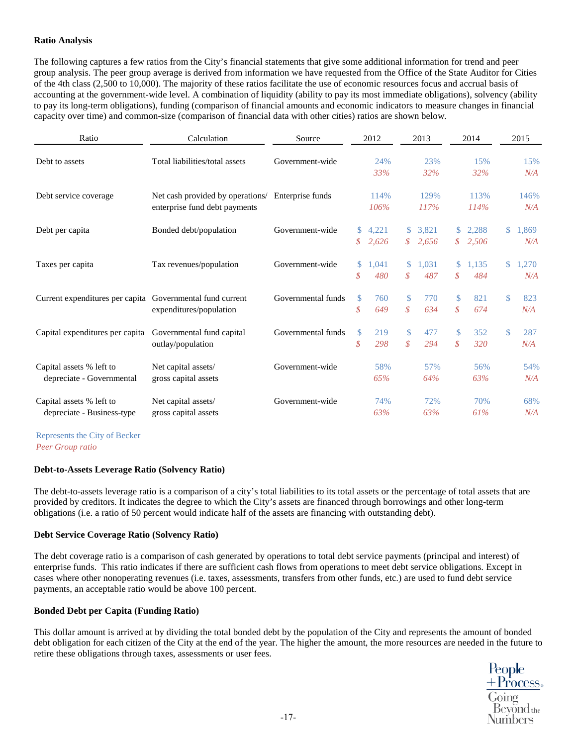**Ratio Analysis**

The following captures a few ratios from the City's financial statements that give some additional information for trend and peer group analysis. The peer group average is derived from information we have requested from the Office of the State Auditor for Cities of the 4th class (2,500 to 10,000). The majority of these ratios facilitate the use of economic resources focus and accrual basis of accounting at the government-wide level. A combination of liquidity (ability to pay its most immediate obligations), solvency (ability to pay its long-term obligations), funding (comparison of financial amounts and economic indicators to measure changes in financial capacity over time) and common-size (comparison of financial data with other cities) ratios are shown below.

| Ratio | Calculation | Source | 2012 | 2013 | 2014 | 2015 |
|---|---|---|---|---|---|---|
| Debt to assets | Total liabilities/total assets | Government-wide | 24% | 23% | 15% | 15% |
| | | | *33%* | *32%* | *32%* | *N/A* |
| Debt service coverage | Net cash provided by operations/ enterprise fund debt payments | Enterprise funds | 114% | 129% | 113% | 146% |
| | | | *106%* | *117%* | *114%* | *N/A* |
| Debt per capita | Bonded debt/population | Government-wide | $ 4,221 | $ 3,821 | $ 2,288 | $ 1,869 |
| | | | *$ 2,626* | *$ 2,656* | *$ 2,506* | *N/A* |
| Taxes per capita | Tax revenues/population | Government-wide | $ 1,041 | $ 1,031 | $ 1,135 | $ 1,270 |
| | | | *$ 480* | *$ 487* | *$ 484* | *N/A* |
| Current expenditures per capita | Governmental fund current expenditures/population | Governmental funds | $ 760 | $ 770 | $ 821 | $ 823 |
| | | | *$ 649* | *$ 634* | *$ 674* | *N/A* |
| Capital expenditures per capita | Governmental fund capital outlay/population | Governmental funds | $ 219 | $ 477 | $ 352 | $ 287 |
| | | | *$ 298* | *$ 294* | *$ 320* | *N/A* |
| Capital assets % left to depreciate - Governmental | Net capital assets/ gross capital assets | Government-wide | 58% | 57% | 56% | 54% |
| | | | *65%* | *64%* | *63%* | *N/A* |
| Capital assets % left to depreciate - Business-type | Net capital assets/ gross capital assets | Government-wide | 74% | 72% | 70% | 68% |
| | | | *63%* | *63%* | *61%* | *N/A* |

Represents the City of Becker
*Peer Group ratio*

**Debt-to-Assets Leverage Ratio (Solvency Ratio)**

The debt-to-assets leverage ratio is a comparison of a city's total liabilities to its total assets or the percentage of total assets that are provided by creditors. It indicates the degree to which the City's assets are financed through borrowings and other long-term obligations (i.e. a ratio of 50 percent would indicate half of the assets are financing with outstanding debt).

**Debt Service Coverage Ratio (Solvency Ratio)**

The debt coverage ratio is a comparison of cash generated by operations to total debt service payments (principal and interest) of enterprise funds. This ratio indicates if there are sufficient cash flows from operations to meet debt service obligations. Except in cases where other nonoperating revenues (i.e. taxes, assessments, transfers from other funds, etc.) are used to fund debt service payments, an acceptable ratio would be above 100 percent.

**Bonded Debt per Capita (Funding Ratio)**

This dollar amount is arrived at by dividing the total bonded debt by the population of the City and represents the amount of bonded debt obligation for each citizen of the City at the end of the year. The higher the amount, the more resources are needed in the future to retire these obligations through taxes, assessments or user fees.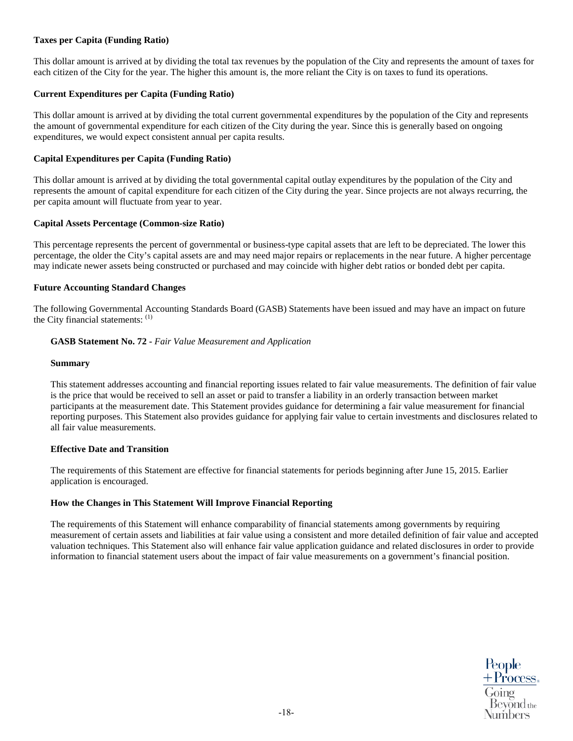**Taxes per Capita (Funding Ratio)**

This dollar amount is arrived at by dividing the total tax revenues by the population of the City and represents the amount of taxes for each citizen of the City for the year. The higher this amount is, the more reliant the City is on taxes to fund its operations.

**Current Expenditures per Capita (Funding Ratio)**

This dollar amount is arrived at by dividing the total current governmental expenditures by the population of the City and represents the amount of governmental expenditure for each citizen of the City during the year. Since this is generally based on ongoing expenditures, we would expect consistent annual per capita results.

**Capital Expenditures per Capita (Funding Ratio)**

This dollar amount is arrived at by dividing the total governmental capital outlay expenditures by the population of the City and represents the amount of capital expenditure for each citizen of the City during the year. Since projects are not always recurring, the per capita amount will fluctuate from year to year.

**Capital Assets Percentage (Common-size Ratio)**

This percentage represents the percent of governmental or business-type capital assets that are left to be depreciated. The lower this percentage, the older the City's capital assets are and may need major repairs or replacements in the near future. A higher percentage may indicate newer assets being constructed or purchased and may coincide with higher debt ratios or bonded debt per capita.

## Future Accounting Standard Changes

The following Governmental Accounting Standards Board (GASB) Statements have been issued and may have an impact on future the City financial statements: (1)

### GASB Statement No. 72 - *Fair Value Measurement and Application*

**Summary**

This statement addresses accounting and financial reporting issues related to fair value measurements. The definition of fair value is the price that would be received to sell an asset or paid to transfer a liability in an orderly transaction between market participants at the measurement date. This Statement provides guidance for determining a fair value measurement for financial reporting purposes. This Statement also provides guidance for applying fair value to certain investments and disclosures related to all fair value measurements.

**Effective Date and Transition**

The requirements of this Statement are effective for financial statements for periods beginning after June 15, 2015. Earlier application is encouraged.

**How the Changes in This Statement Will Improve Financial Reporting**

The requirements of this Statement will enhance comparability of financial statements among governments by requiring measurement of certain assets and liabilities at fair value using a consistent and more detailed definition of fair value and accepted valuation techniques. This Statement also will enhance fair value application guidance and related disclosures in order to provide information to financial statement users about the impact of fair value measurements on a government's financial position.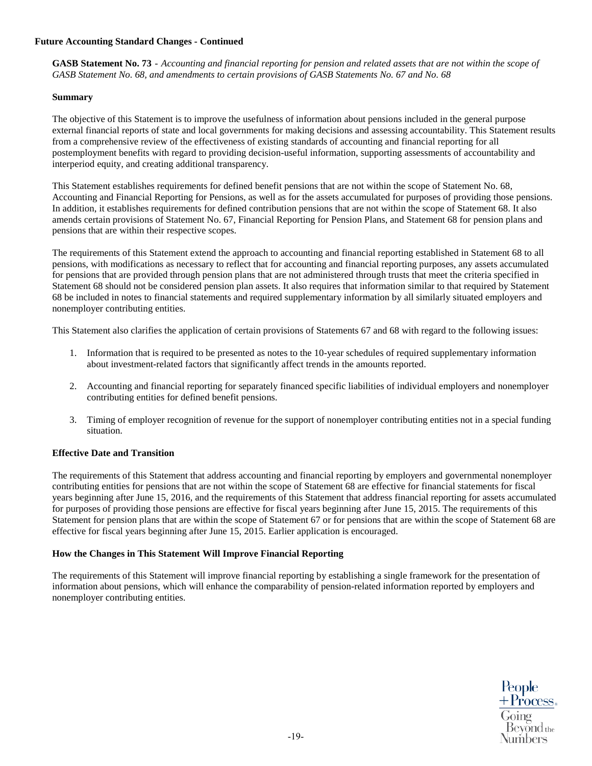**Future Accounting Standard Changes - Continued**

**GASB Statement No. 73** - *Accounting and financial reporting for pension and related assets that are not within the scope of GASB Statement No. 68, and amendments to certain provisions of GASB Statements No. 67 and No. 68*

**Summary**

The objective of this Statement is to improve the usefulness of information about pensions included in the general purpose external financial reports of state and local governments for making decisions and assessing accountability. This Statement results from a comprehensive review of the effectiveness of existing standards of accounting and financial reporting for all postemployment benefits with regard to providing decision-useful information, supporting assessments of accountability and interperiod equity, and creating additional transparency.

This Statement establishes requirements for defined benefit pensions that are not within the scope of Statement No. 68, Accounting and Financial Reporting for Pensions, as well as for the assets accumulated for purposes of providing those pensions. In addition, it establishes requirements for defined contribution pensions that are not within the scope of Statement 68. It also amends certain provisions of Statement No. 67, Financial Reporting for Pension Plans, and Statement 68 for pension plans and pensions that are within their respective scopes.

The requirements of this Statement extend the approach to accounting and financial reporting established in Statement 68 to all pensions, with modifications as necessary to reflect that for accounting and financial reporting purposes, any assets accumulated for pensions that are provided through pension plans that are not administered through trusts that meet the criteria specified in Statement 68 should not be considered pension plan assets. It also requires that information similar to that required by Statement 68 be included in notes to financial statements and required supplementary information by all similarly situated employers and nonemployer contributing entities.

This Statement also clarifies the application of certain provisions of Statements 67 and 68 with regard to the following issues:

1. Information that is required to be presented as notes to the 10-year schedules of required supplementary information about investment-related factors that significantly affect trends in the amounts reported.
2. Accounting and financial reporting for separately financed specific liabilities of individual employers and nonemployer contributing entities for defined benefit pensions.
3. Timing of employer recognition of revenue for the support of nonemployer contributing entities not in a special funding situation.

**Effective Date and Transition**

The requirements of this Statement that address accounting and financial reporting by employers and governmental nonemployer contributing entities for pensions that are not within the scope of Statement 68 are effective for financial statements for fiscal years beginning after June 15, 2016, and the requirements of this Statement that address financial reporting for assets accumulated for purposes of providing those pensions are effective for fiscal years beginning after June 15, 2015. The requirements of this Statement for pension plans that are within the scope of Statement 67 or for pensions that are within the scope of Statement 68 are effective for fiscal years beginning after June 15, 2015. Earlier application is encouraged.

**How the Changes in This Statement Will Improve Financial Reporting**

The requirements of this Statement will improve financial reporting by establishing a single framework for the presentation of information about pensions, which will enhance the comparability of pension-related information reported by employers and nonemployer contributing entities.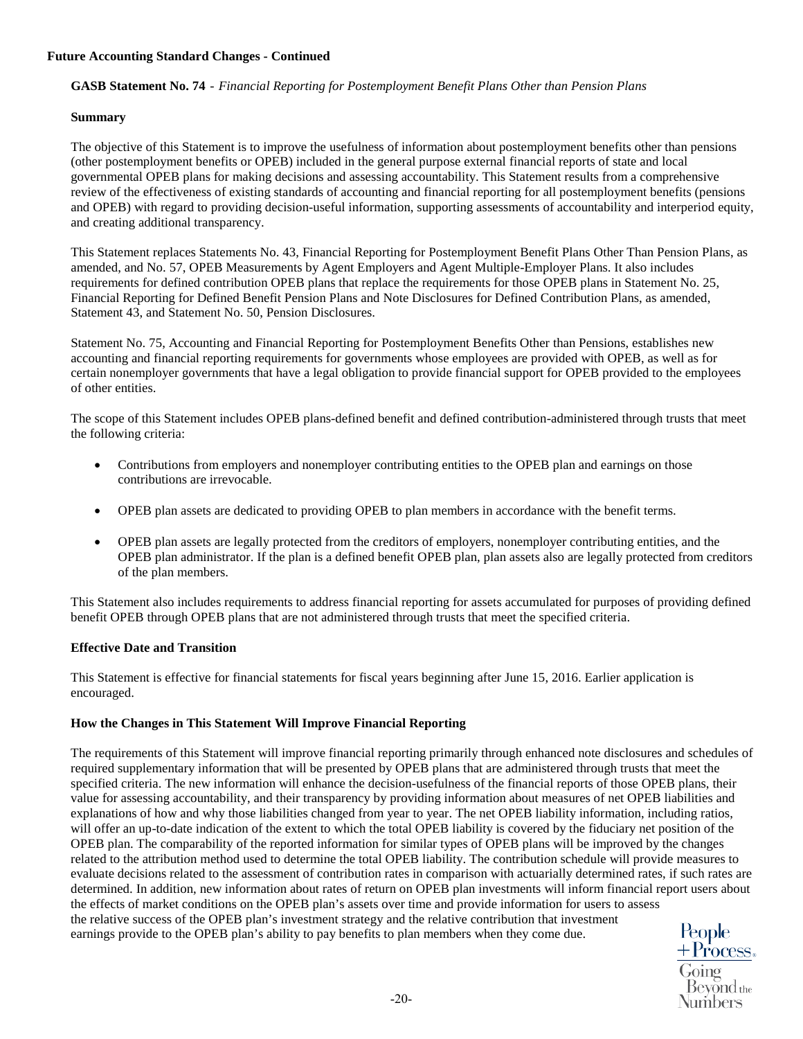**Future Accounting Standard Changes - Continued**

**GASB Statement No. 74** - *Financial Reporting for Postemployment Benefit Plans Other than Pension Plans*

**Summary**

The objective of this Statement is to improve the usefulness of information about postemployment benefits other than pensions (other postemployment benefits or OPEB) included in the general purpose external financial reports of state and local governmental OPEB plans for making decisions and assessing accountability. This Statement results from a comprehensive review of the effectiveness of existing standards of accounting and financial reporting for all postemployment benefits (pensions and OPEB) with regard to providing decision-useful information, supporting assessments of accountability and interperiod equity, and creating additional transparency.

This Statement replaces Statements No. 43, Financial Reporting for Postemployment Benefit Plans Other Than Pension Plans, as amended, and No. 57, OPEB Measurements by Agent Employers and Agent Multiple-Employer Plans. It also includes requirements for defined contribution OPEB plans that replace the requirements for those OPEB plans in Statement No. 25, Financial Reporting for Defined Benefit Pension Plans and Note Disclosures for Defined Contribution Plans, as amended, Statement 43, and Statement No. 50, Pension Disclosures.

Statement No. 75, Accounting and Financial Reporting for Postemployment Benefits Other than Pensions, establishes new accounting and financial reporting requirements for governments whose employees are provided with OPEB, as well as for certain nonemployer governments that have a legal obligation to provide financial support for OPEB provided to the employees of other entities.

The scope of this Statement includes OPEB plans-defined benefit and defined contribution-administered through trusts that meet the following criteria:

- Contributions from employers and nonemployer contributing entities to the OPEB plan and earnings on those contributions are irrevocable.
- OPEB plan assets are dedicated to providing OPEB to plan members in accordance with the benefit terms.
- OPEB plan assets are legally protected from the creditors of employers, nonemployer contributing entities, and the OPEB plan administrator. If the plan is a defined benefit OPEB plan, plan assets also are legally protected from creditors of the plan members.

This Statement also includes requirements to address financial reporting for assets accumulated for purposes of providing defined benefit OPEB through OPEB plans that are not administered through trusts that meet the specified criteria.

**Effective Date and Transition**

This Statement is effective for financial statements for fiscal years beginning after June 15, 2016. Earlier application is encouraged.

**How the Changes in This Statement Will Improve Financial Reporting**

The requirements of this Statement will improve financial reporting primarily through enhanced note disclosures and schedules of required supplementary information that will be presented by OPEB plans that are administered through trusts that meet the specified criteria. The new information will enhance the decision-usefulness of the financial reports of those OPEB plans, their value for assessing accountability, and their transparency by providing information about measures of net OPEB liabilities and explanations of how and why those liabilities changed from year to year. The net OPEB liability information, including ratios, will offer an up-to-date indication of the extent to which the total OPEB liability is covered by the fiduciary net position of the OPEB plan. The comparability of the reported information for similar types of OPEB plans will be improved by the changes related to the attribution method used to determine the total OPEB liability. The contribution schedule will provide measures to evaluate decisions related to the assessment of contribution rates in comparison with actuarially determined rates, if such rates are determined. In addition, new information about rates of return on OPEB plan investments will inform financial report users about the effects of market conditions on the OPEB plan's assets over time and provide information for users to assess the relative success of the OPEB plan's investment strategy and the relative contribution that investment earnings provide to the OPEB plan's ability to pay benefits to plan members when they come due.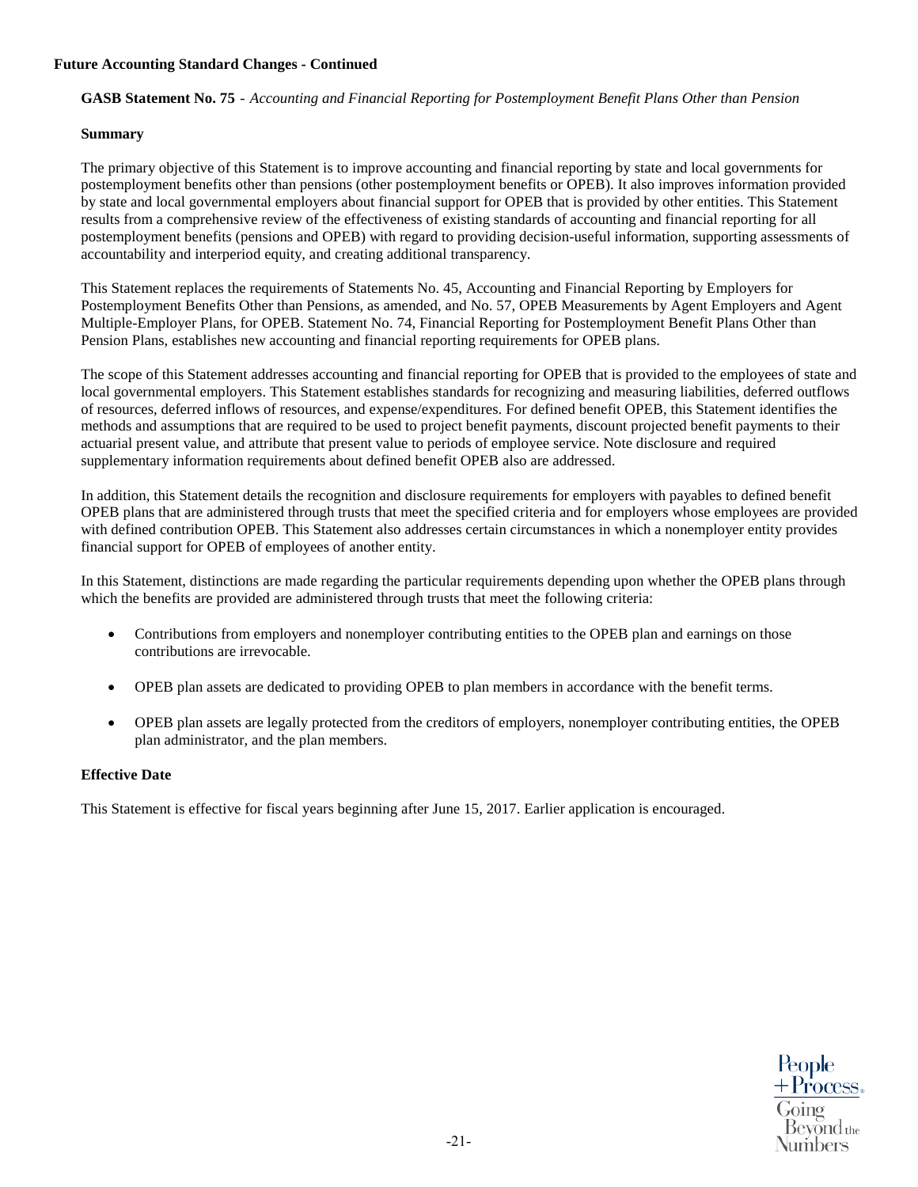**Future Accounting Standard Changes - Continued**

**GASB Statement No. 75** - *Accounting and Financial Reporting for Postemployment Benefit Plans Other than Pension*

**Summary**

The primary objective of this Statement is to improve accounting and financial reporting by state and local governments for postemployment benefits other than pensions (other postemployment benefits or OPEB). It also improves information provided by state and local governmental employers about financial support for OPEB that is provided by other entities. This Statement results from a comprehensive review of the effectiveness of existing standards of accounting and financial reporting for all postemployment benefits (pensions and OPEB) with regard to providing decision-useful information, supporting assessments of accountability and interperiod equity, and creating additional transparency.

This Statement replaces the requirements of Statements No. 45, Accounting and Financial Reporting by Employers for Postemployment Benefits Other than Pensions, as amended, and No. 57, OPEB Measurements by Agent Employers and Agent Multiple-Employer Plans, for OPEB. Statement No. 74, Financial Reporting for Postemployment Benefit Plans Other than Pension Plans, establishes new accounting and financial reporting requirements for OPEB plans.

The scope of this Statement addresses accounting and financial reporting for OPEB that is provided to the employees of state and local governmental employers. This Statement establishes standards for recognizing and measuring liabilities, deferred outflows of resources, deferred inflows of resources, and expense/expenditures. For defined benefit OPEB, this Statement identifies the methods and assumptions that are required to be used to project benefit payments, discount projected benefit payments to their actuarial present value, and attribute that present value to periods of employee service. Note disclosure and required supplementary information requirements about defined benefit OPEB also are addressed.

In addition, this Statement details the recognition and disclosure requirements for employers with payables to defined benefit OPEB plans that are administered through trusts that meet the specified criteria and for employers whose employees are provided with defined contribution OPEB. This Statement also addresses certain circumstances in which a nonemployer entity provides financial support for OPEB of employees of another entity.

In this Statement, distinctions are made regarding the particular requirements depending upon whether the OPEB plans through which the benefits are provided are administered through trusts that meet the following criteria:

- Contributions from employers and nonemployer contributing entities to the OPEB plan and earnings on those contributions are irrevocable.
- OPEB plan assets are dedicated to providing OPEB to plan members in accordance with the benefit terms.
- OPEB plan assets are legally protected from the creditors of employers, nonemployer contributing entities, the OPEB plan administrator, and the plan members.

**Effective Date**

This Statement is effective for fiscal years beginning after June 15, 2017. Earlier application is encouraged.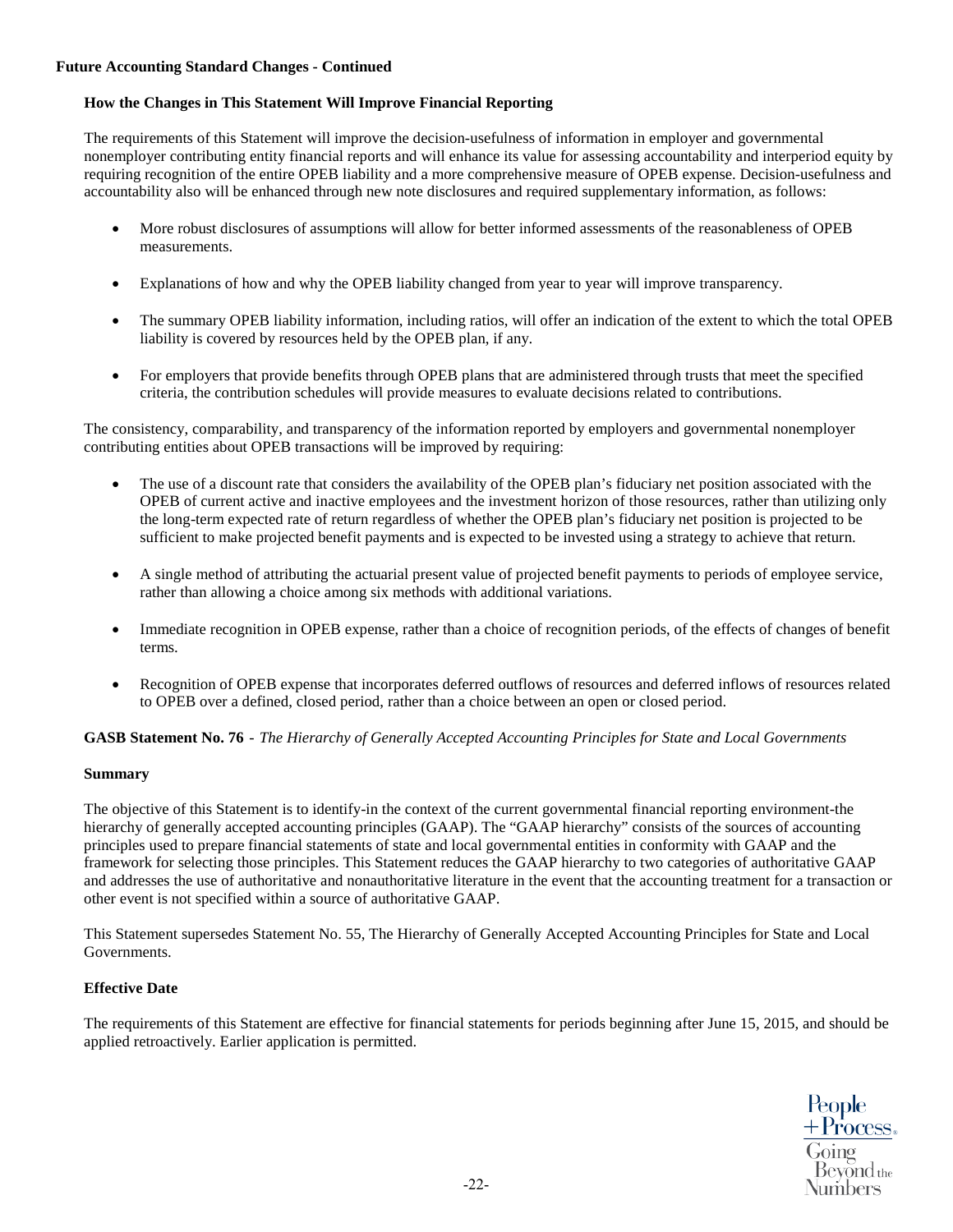**Future Accounting Standard Changes - Continued**

**How the Changes in This Statement Will Improve Financial Reporting**

The requirements of this Statement will improve the decision-usefulness of information in employer and governmental nonemployer contributing entity financial reports and will enhance its value for assessing accountability and interperiod equity by requiring recognition of the entire OPEB liability and a more comprehensive measure of OPEB expense. Decision-usefulness and accountability also will be enhanced through new note disclosures and required supplementary information, as follows:

- More robust disclosures of assumptions will allow for better informed assessments of the reasonableness of OPEB measurements.
- Explanations of how and why the OPEB liability changed from year to year will improve transparency.
- The summary OPEB liability information, including ratios, will offer an indication of the extent to which the total OPEB liability is covered by resources held by the OPEB plan, if any.
- For employers that provide benefits through OPEB plans that are administered through trusts that meet the specified criteria, the contribution schedules will provide measures to evaluate decisions related to contributions.

The consistency, comparability, and transparency of the information reported by employers and governmental nonemployer contributing entities about OPEB transactions will be improved by requiring:

- The use of a discount rate that considers the availability of the OPEB plan's fiduciary net position associated with the OPEB of current active and inactive employees and the investment horizon of those resources, rather than utilizing only the long-term expected rate of return regardless of whether the OPEB plan's fiduciary net position is projected to be sufficient to make projected benefit payments and is expected to be invested using a strategy to achieve that return.
- A single method of attributing the actuarial present value of projected benefit payments to periods of employee service, rather than allowing a choice among six methods with additional variations.
- Immediate recognition in OPEB expense, rather than a choice of recognition periods, of the effects of changes of benefit terms.
- Recognition of OPEB expense that incorporates deferred outflows of resources and deferred inflows of resources related to OPEB over a defined, closed period, rather than a choice between an open or closed period.

**GASB Statement No. 76** - *The Hierarchy of Generally Accepted Accounting Principles for State and Local Governments*

**Summary**

The objective of this Statement is to identify-in the context of the current governmental financial reporting environment-the hierarchy of generally accepted accounting principles (GAAP). The "GAAP hierarchy" consists of the sources of accounting principles used to prepare financial statements of state and local governmental entities in conformity with GAAP and the framework for selecting those principles. This Statement reduces the GAAP hierarchy to two categories of authoritative GAAP and addresses the use of authoritative and nonauthoritative literature in the event that the accounting treatment for a transaction or other event is not specified within a source of authoritative GAAP.

This Statement supersedes Statement No. 55, The Hierarchy of Generally Accepted Accounting Principles for State and Local Governments.

**Effective Date**

The requirements of this Statement are effective for financial statements for periods beginning after June 15, 2015, and should be applied retroactively. Earlier application is permitted.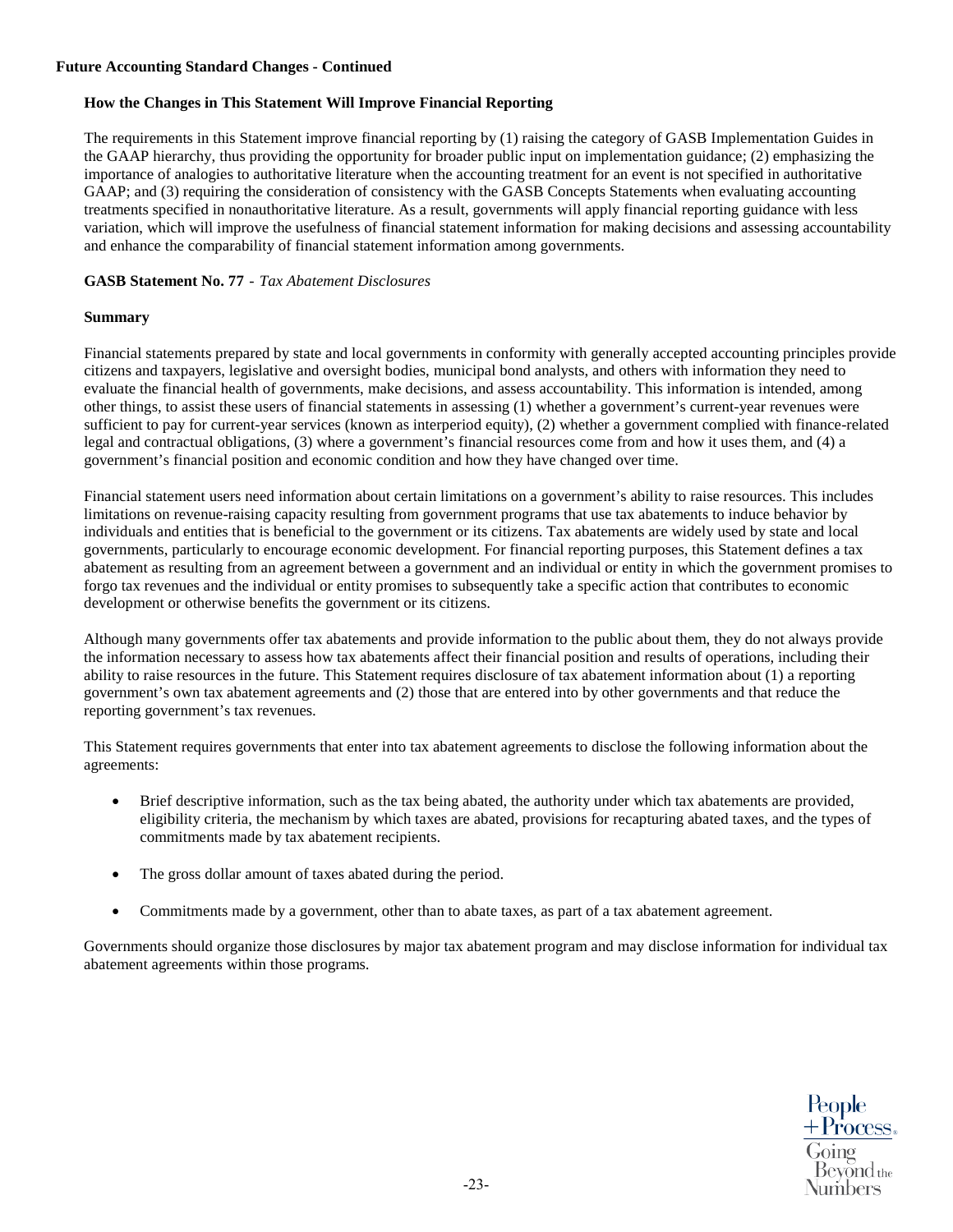**Future Accounting Standard Changes - Continued**

**How the Changes in This Statement Will Improve Financial Reporting**

The requirements in this Statement improve financial reporting by (1) raising the category of GASB Implementation Guides in the GAAP hierarchy, thus providing the opportunity for broader public input on implementation guidance; (2) emphasizing the importance of analogies to authoritative literature when the accounting treatment for an event is not specified in authoritative GAAP; and (3) requiring the consideration of consistency with the GASB Concepts Statements when evaluating accounting treatments specified in nonauthoritative literature. As a result, governments will apply financial reporting guidance with less variation, which will improve the usefulness of financial statement information for making decisions and assessing accountability and enhance the comparability of financial statement information among governments.

**GASB Statement No. 77** - *Tax Abatement Disclosures*

**Summary**

Financial statements prepared by state and local governments in conformity with generally accepted accounting principles provide citizens and taxpayers, legislative and oversight bodies, municipal bond analysts, and others with information they need to evaluate the financial health of governments, make decisions, and assess accountability. This information is intended, among other things, to assist these users of financial statements in assessing (1) whether a government's current-year revenues were sufficient to pay for current-year services (known as interperiod equity), (2) whether a government complied with finance-related legal and contractual obligations, (3) where a government's financial resources come from and how it uses them, and (4) a government's financial position and economic condition and how they have changed over time.

Financial statement users need information about certain limitations on a government's ability to raise resources. This includes limitations on revenue-raising capacity resulting from government programs that use tax abatements to induce behavior by individuals and entities that is beneficial to the government or its citizens. Tax abatements are widely used by state and local governments, particularly to encourage economic development. For financial reporting purposes, this Statement defines a tax abatement as resulting from an agreement between a government and an individual or entity in which the government promises to forgo tax revenues and the individual or entity promises to subsequently take a specific action that contributes to economic development or otherwise benefits the government or its citizens.

Although many governments offer tax abatements and provide information to the public about them, they do not always provide the information necessary to assess how tax abatements affect their financial position and results of operations, including their ability to raise resources in the future. This Statement requires disclosure of tax abatement information about (1) a reporting government's own tax abatement agreements and (2) those that are entered into by other governments and that reduce the reporting government's tax revenues.

This Statement requires governments that enter into tax abatement agreements to disclose the following information about the agreements:

- Brief descriptive information, such as the tax being abated, the authority under which tax abatements are provided, eligibility criteria, the mechanism by which taxes are abated, provisions for recapturing abated taxes, and the types of commitments made by tax abatement recipients.
- The gross dollar amount of taxes abated during the period.
- Commitments made by a government, other than to abate taxes, as part of a tax abatement agreement.

Governments should organize those disclosures by major tax abatement program and may disclose information for individual tax abatement agreements within those programs.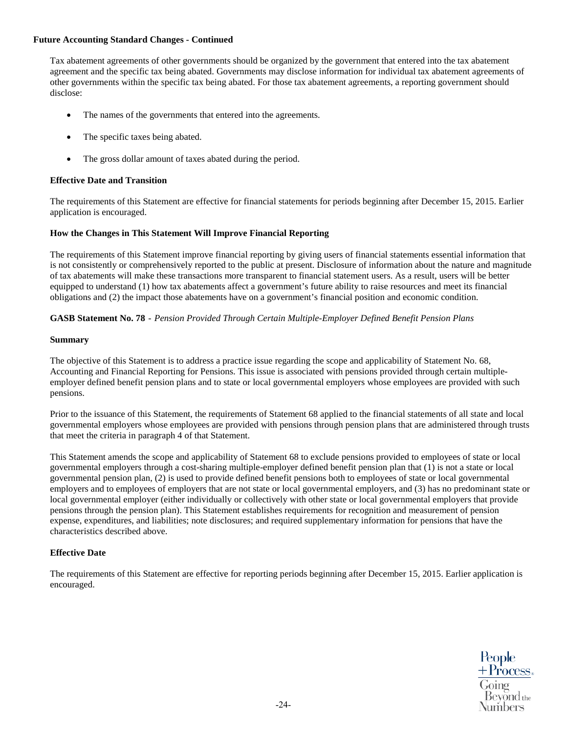**Future Accounting Standard Changes - Continued**

Tax abatement agreements of other governments should be organized by the government that entered into the tax abatement agreement and the specific tax being abated. Governments may disclose information for individual tax abatement agreements of other governments within the specific tax being abated. For those tax abatement agreements, a reporting government should disclose:

- The names of the governments that entered into the agreements.
- The specific taxes being abated.
- The gross dollar amount of taxes abated during the period.

**Effective Date and Transition**

The requirements of this Statement are effective for financial statements for periods beginning after December 15, 2015. Earlier application is encouraged.

**How the Changes in This Statement Will Improve Financial Reporting**

The requirements of this Statement improve financial reporting by giving users of financial statements essential information that is not consistently or comprehensively reported to the public at present. Disclosure of information about the nature and magnitude of tax abatements will make these transactions more transparent to financial statement users. As a result, users will be better equipped to understand (1) how tax abatements affect a government's future ability to raise resources and meet its financial obligations and (2) the impact those abatements have on a government's financial position and economic condition.

**GASB Statement No. 78** - *Pension Provided Through Certain Multiple-Employer Defined Benefit Pension Plans*

**Summary**

The objective of this Statement is to address a practice issue regarding the scope and applicability of Statement No. 68, Accounting and Financial Reporting for Pensions. This issue is associated with pensions provided through certain multiple-employer defined benefit pension plans and to state or local governmental employers whose employees are provided with such pensions.

Prior to the issuance of this Statement, the requirements of Statement 68 applied to the financial statements of all state and local governmental employers whose employees are provided with pensions through pension plans that are administered through trusts that meet the criteria in paragraph 4 of that Statement.

This Statement amends the scope and applicability of Statement 68 to exclude pensions provided to employees of state or local governmental employers through a cost-sharing multiple-employer defined benefit pension plan that (1) is not a state or local governmental pension plan, (2) is used to provide defined benefit pensions both to employees of state or local governmental employers and to employees of employers that are not state or local governmental employers, and (3) has no predominant state or local governmental employer (either individually or collectively with other state or local governmental employers that provide pensions through the pension plan). This Statement establishes requirements for recognition and measurement of pension expense, expenditures, and liabilities; note disclosures; and required supplementary information for pensions that have the characteristics described above.

**Effective Date**

The requirements of this Statement are effective for reporting periods beginning after December 15, 2015. Earlier application is encouraged.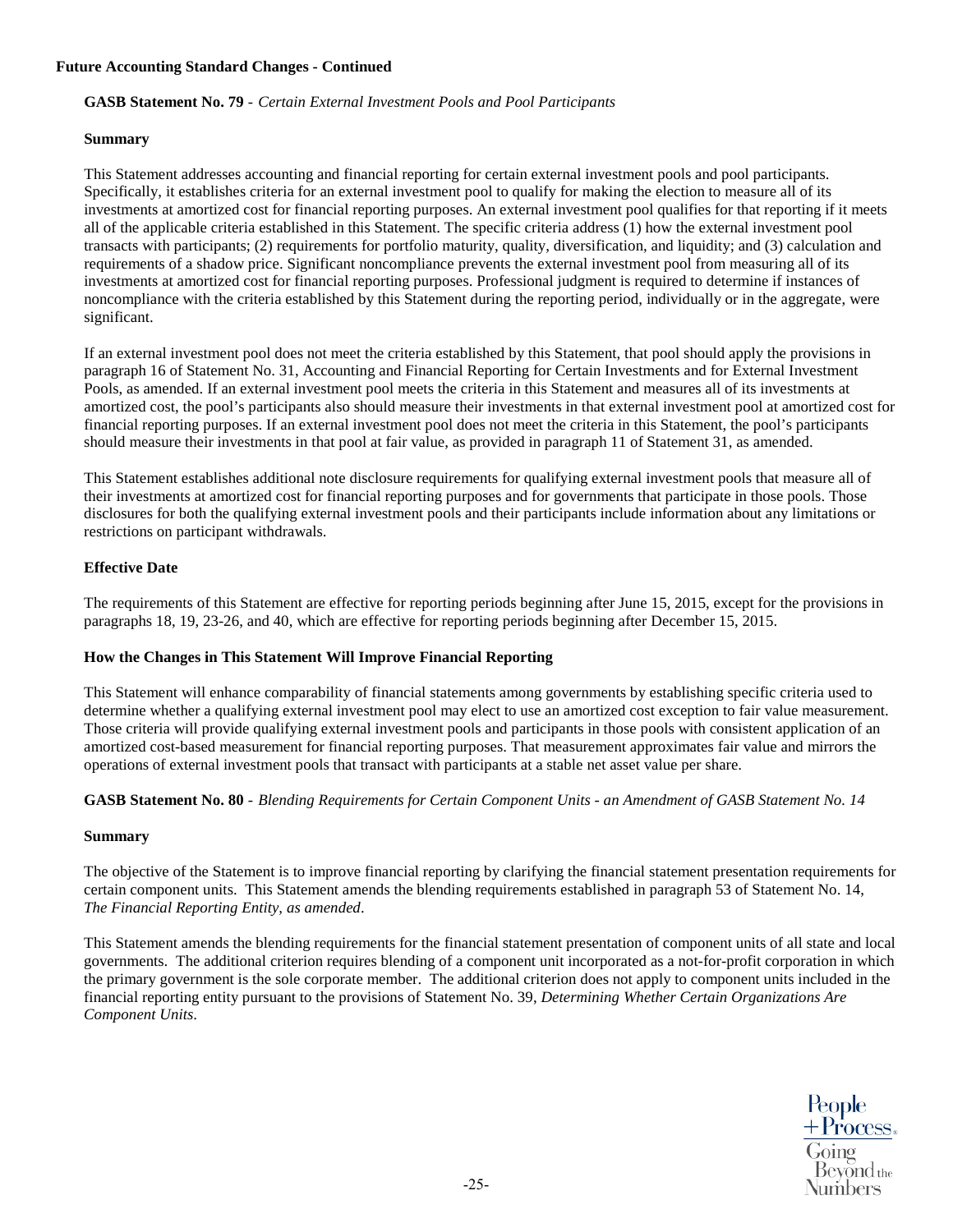**Future Accounting Standard Changes - Continued**

**GASB Statement No. 79** - *Certain External Investment Pools and Pool Participants*

**Summary**

This Statement addresses accounting and financial reporting for certain external investment pools and pool participants. Specifically, it establishes criteria for an external investment pool to qualify for making the election to measure all of its investments at amortized cost for financial reporting purposes. An external investment pool qualifies for that reporting if it meets all of the applicable criteria established in this Statement. The specific criteria address (1) how the external investment pool transacts with participants; (2) requirements for portfolio maturity, quality, diversification, and liquidity; and (3) calculation and requirements of a shadow price. Significant noncompliance prevents the external investment pool from measuring all of its investments at amortized cost for financial reporting purposes. Professional judgment is required to determine if instances of noncompliance with the criteria established by this Statement during the reporting period, individually or in the aggregate, were significant.

If an external investment pool does not meet the criteria established by this Statement, that pool should apply the provisions in paragraph 16 of Statement No. 31, Accounting and Financial Reporting for Certain Investments and for External Investment Pools, as amended. If an external investment pool meets the criteria in this Statement and measures all of its investments at amortized cost, the pool's participants also should measure their investments in that external investment pool at amortized cost for financial reporting purposes. If an external investment pool does not meet the criteria in this Statement, the pool's participants should measure their investments in that pool at fair value, as provided in paragraph 11 of Statement 31, as amended.

This Statement establishes additional note disclosure requirements for qualifying external investment pools that measure all of their investments at amortized cost for financial reporting purposes and for governments that participate in those pools. Those disclosures for both the qualifying external investment pools and their participants include information about any limitations or restrictions on participant withdrawals.

**Effective Date**

The requirements of this Statement are effective for reporting periods beginning after June 15, 2015, except for the provisions in paragraphs 18, 19, 23-26, and 40, which are effective for reporting periods beginning after December 15, 2015.

**How the Changes in This Statement Will Improve Financial Reporting**

This Statement will enhance comparability of financial statements among governments by establishing specific criteria used to determine whether a qualifying external investment pool may elect to use an amortized cost exception to fair value measurement. Those criteria will provide qualifying external investment pools and participants in those pools with consistent application of an amortized cost-based measurement for financial reporting purposes. That measurement approximates fair value and mirrors the operations of external investment pools that transact with participants at a stable net asset value per share.

**GASB Statement No. 80** - *Blending Requirements for Certain Component Units - an Amendment of GASB Statement No. 14*

**Summary**

The objective of the Statement is to improve financial reporting by clarifying the financial statement presentation requirements for certain component units. This Statement amends the blending requirements established in paragraph 53 of Statement No. 14, *The Financial Reporting Entity, as amended*.

This Statement amends the blending requirements for the financial statement presentation of component units of all state and local governments. The additional criterion requires blending of a component unit incorporated as a not-for-profit corporation in which the primary government is the sole corporate member. The additional criterion does not apply to component units included in the financial reporting entity pursuant to the provisions of Statement No. 39, *Determining Whether Certain Organizations Are Component Units*.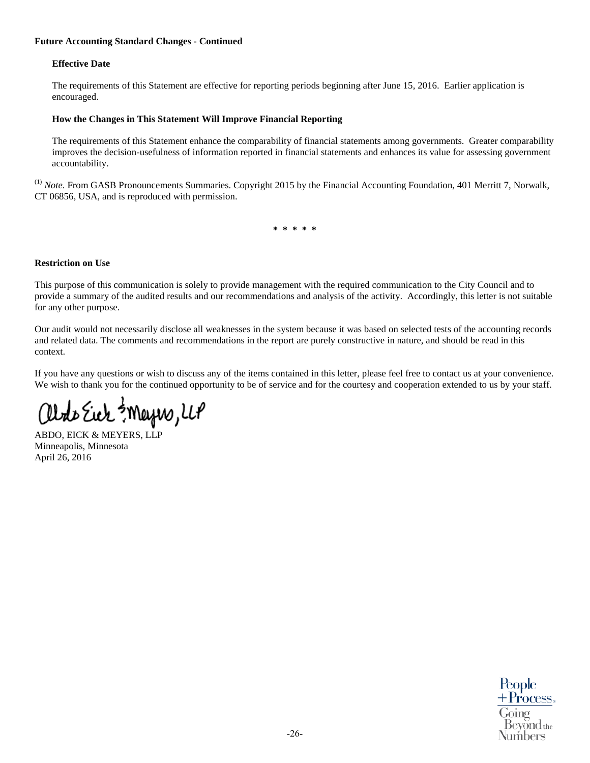**Future Accounting Standard Changes - Continued**

**Effective Date**

The requirements of this Statement are effective for reporting periods beginning after June 15, 2016. Earlier application is encouraged.

**How the Changes in This Statement Will Improve Financial Reporting**

The requirements of this Statement enhance the comparability of financial statements among governments. Greater comparability improves the decision-usefulness of information reported in financial statements and enhances its value for assessing government accountability.

(1) *Note.* From GASB Pronouncements Summaries. Copyright 2015 by the Financial Accounting Foundation, 401 Merritt 7, Norwalk, CT 06856, USA, and is reproduced with permission.

\* \* \* \* \*

**Restriction on Use**

This purpose of this communication is solely to provide management with the required communication to the City Council and to provide a summary of the audited results and our recommendations and analysis of the activity. Accordingly, this letter is not suitable for any other purpose.

Our audit would not necessarily disclose all weaknesses in the system because it was based on selected tests of the accounting records and related data. The comments and recommendations in the report are purely constructive in nature, and should be read in this context.

If you have any questions or wish to discuss any of the items contained in this letter, please feel free to contact us at your convenience. We wish to thank you for the continued opportunity to be of service and for the courtesy and cooperation extended to us by your staff.

Abdo Eick & Meyers, LLP

ABDO, EICK & MEYERS, LLP
Minneapolis, Minnesota
April 26, 2016

People + Process. Going Beyond the Numbers